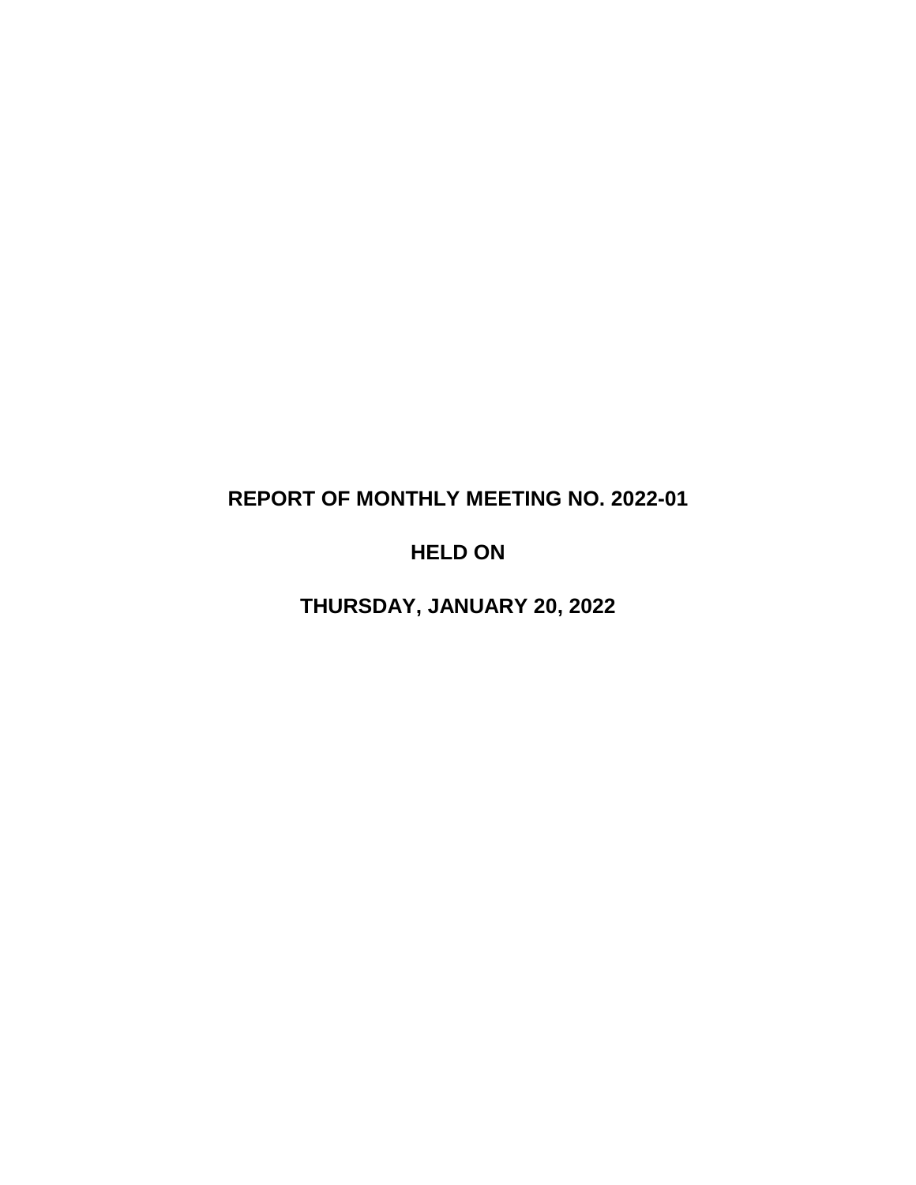# REPORT OF MONTHLY MEETING NO. 2022-01

# HELD ON

# THURSDAY, JANUARY 20, 2022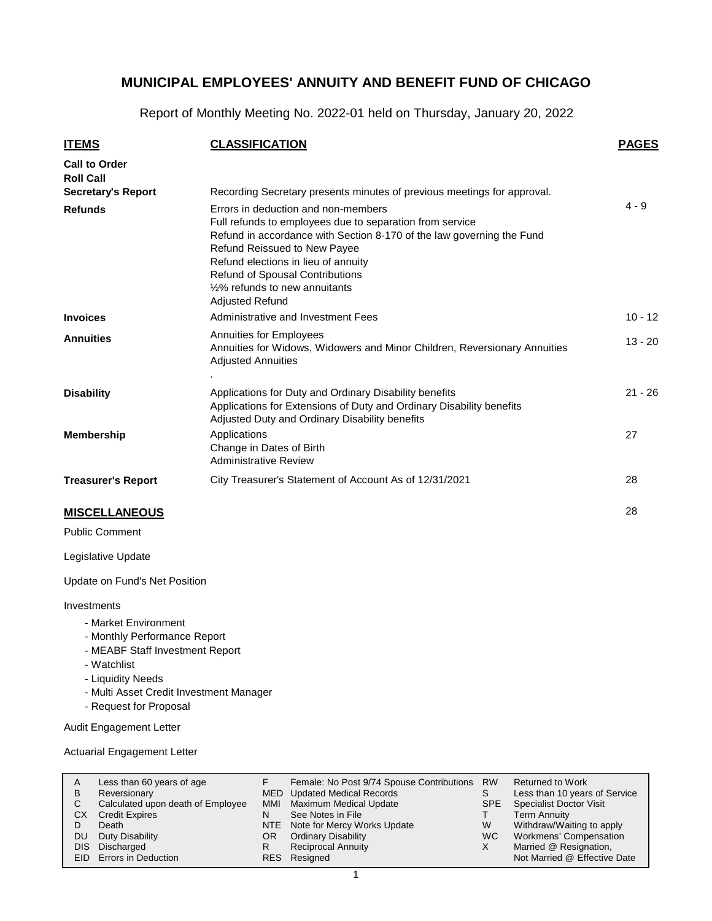# MUNICIPAL EMPLOYEES' ANNUITY AND BENEFIT FUND OF CHICAGO

Report of Monthly Meeting No. 2022-01 held on Thursday, January 20, 2022

| ITEMS | CLASSIFICATION | PAGES |
|---|---|---|
| **Call to Order** | | |
| **Roll Call** | | |
| **Secretary's Report** | Recording Secretary presents minutes of previous meetings for approval. | |
| **Refunds** | Errors in deduction and non-members<br>Full refunds to employees due to separation from service<br>Refund in accordance with Section 8-170 of the law governing the Fund<br>Refund Reissued to New Payee<br>Refund elections in lieu of annuity<br>Refund of Spousal Contributions<br>½% refunds to new annuitants<br>Adjusted Refund | 4 - 9 |
| **Invoices** | Administrative and Investment Fees | 10 - 12 |
| **Annuities** | Annuities for Employees<br>Annuities for Widows, Widowers and Minor Children, Reversionary Annuities<br>Adjusted Annuities<br>. | 13 - 20 |
| **Disability** | Applications for Duty and Ordinary Disability benefits<br>Applications for Extensions of Duty and Ordinary Disability benefits<br>Adjusted Duty and Ordinary Disability benefits | 21 - 26 |
| **Membership** | Applications<br>Change in Dates of Birth<br>Administrative Review | 27 |
| **Treasurer's Report** | City Treasurer's Statement of Account As of 12/31/2021 | 28 |

## MISCELLANEOUS

28

Public Comment

Legislative Update

Update on Fund's Net Position

Investments

- Market Environment
- Monthly Performance Report
- MEABF Staff Investment Report
- Watchlist
- Liquidity Needs
- Multi Asset Credit Investment Manager
- Request for Proposal

Audit Engagement Letter

Actuarial Engagement Letter

| | | | | | |
|---|---|---|---|---|---|
| A | Less than 60 years of age | F | Female: No Post 9/74 Spouse Contributions | RW | Returned to Work |
| B | Reversionary | MED | Updated Medical Records | S | Less than 10 years of Service |
| C | Calculated upon death of Employee | MMI | Maximum Medical Update | SPE | Specialist Doctor Visit |
| CX | Credit Expires | N | See Notes in File | T | Term Annuity |
| D | Death | NTE | Note for Mercy Works Update | W | Withdraw/Waiting to apply |
| DU | Duty Disability | OR | Ordinary Disability | WC | Workmens' Compensation |
| DIS | Discharged | R | Reciprocal Annuity | X | Married @ Resignation, Not Married @ Effective Date |
| EID | Errors in Deduction | RES | Resigned | | |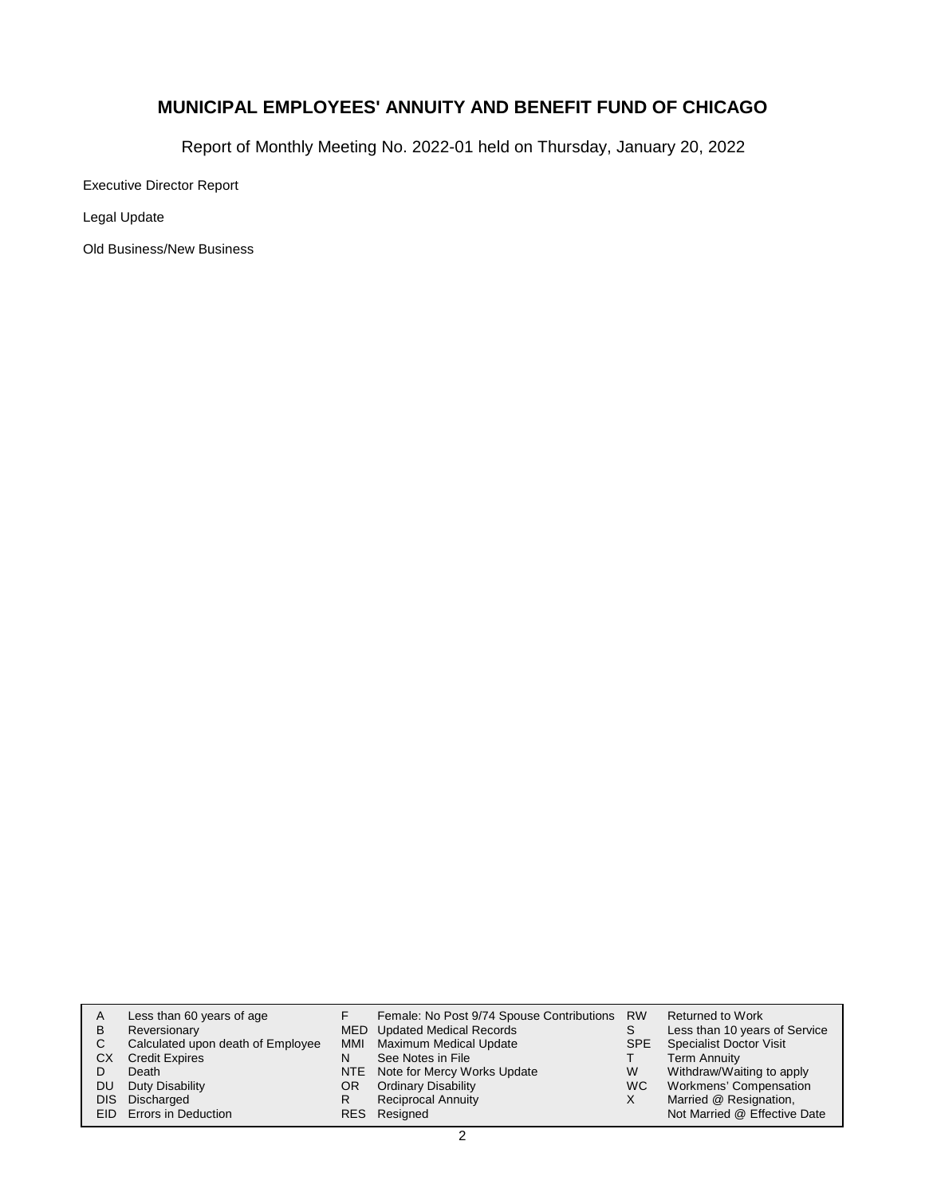## MUNICIPAL EMPLOYEES' ANNUITY AND BENEFIT FUND OF CHICAGO

Report of Monthly Meeting No. 2022-01 held on Thursday, January 20, 2022

Executive Director Report

Legal Update

Old Business/New Business

| | | | | | | |
|---|---|---|---|---|---|---|
| A | Less than 60 years of age | F | Female: No Post 9/74 Spouse Contributions | RW | Returned to Work |
| B | Reversionary | MED | Updated Medical Records | S | Less than 10 years of Service |
| C | Calculated upon death of Employee | MMI | Maximum Medical Update | SPE | Specialist Doctor Visit |
| CX | Credit Expires | N | See Notes in File | T | Term Annuity |
| D | Death | NTE | Note for Mercy Works Update | W | Withdraw/Waiting to apply |
| DU | Duty Disability | OR | Ordinary Disability | WC | Workmens' Compensation |
| DIS | Discharged | R | Reciprocal Annuity | X | Married @ Resignation, |
| EID | Errors in Deduction | RES | Resigned | | Not Married @ Effective Date |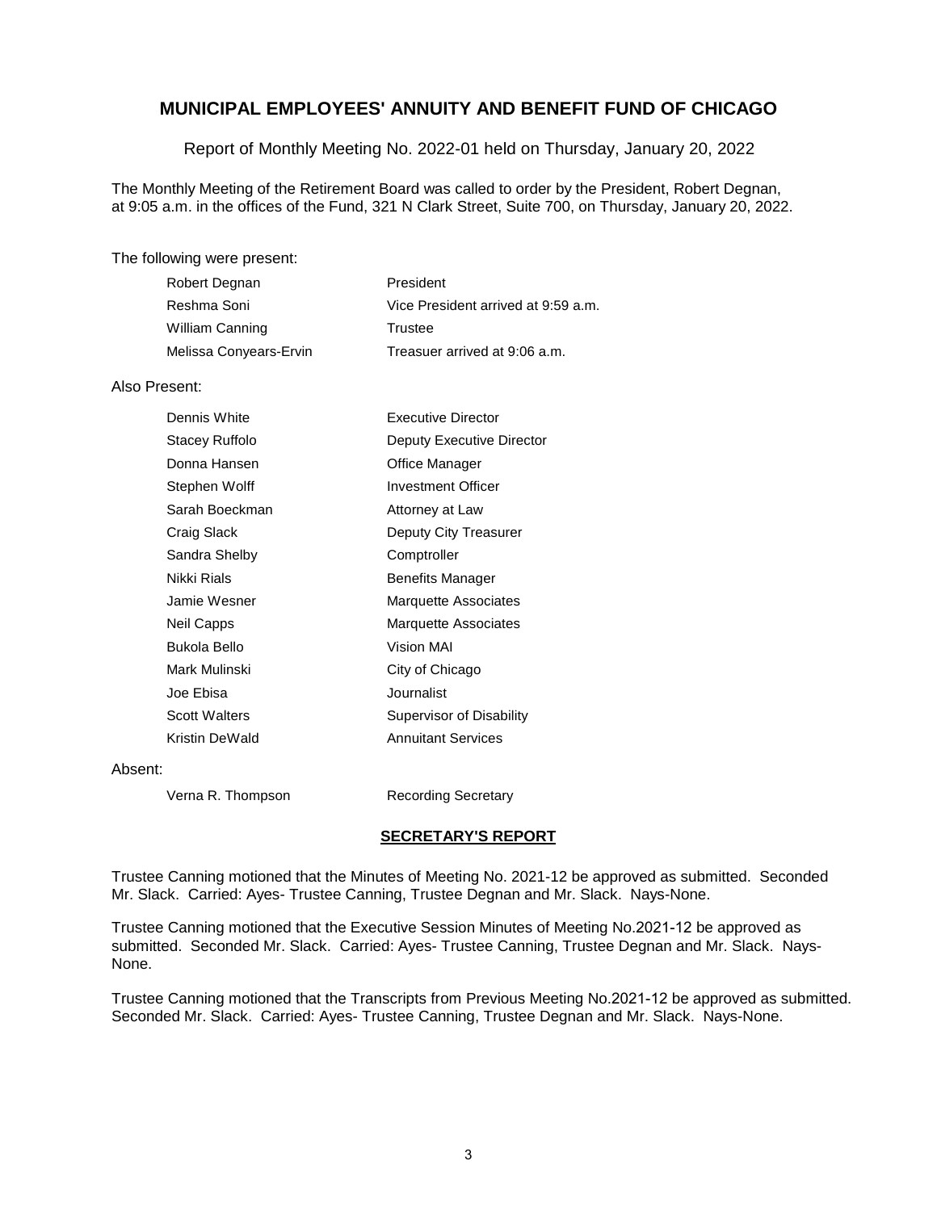# MUNICIPAL EMPLOYEES' ANNUITY AND BENEFIT FUND OF CHICAGO

Report of Monthly Meeting No. 2022-01 held on Thursday, January 20, 2022

The Monthly Meeting of the Retirement Board was called to order by the President, Robert Degnan, at 9:05 a.m. in the offices of the Fund, 321 N Clark Street, Suite 700, on Thursday, January 20, 2022.

The following were present:

| | |
|---|---|
| Robert Degnan | President |
| Reshma Soni | Vice President arrived at 9:59 a.m. |
| William Canning | Trustee |
| Melissa Conyears-Ervin | Treasuer arrived at 9:06 a.m. |

Also Present:

| | |
|---|---|
| Dennis White | Executive Director |
| Stacey Ruffolo | Deputy Executive Director |
| Donna Hansen | Office Manager |
| Stephen Wolff | Investment Officer |
| Sarah Boeckman | Attorney at Law |
| Craig Slack | Deputy City Treasurer |
| Sandra Shelby | Comptroller |
| Nikki Rials | Benefits Manager |
| Jamie Wesner | Marquette Associates |
| Neil Capps | Marquette Associates |
| Bukola Bello | Vision MAI |
| Mark Mulinski | City of Chicago |
| Joe Ebisa | Journalist |
| Scott Walters | Supervisor of Disability |
| Kristin DeWald | Annuitant Services |

Absent:

| | |
|---|---|
| Verna R. Thompson | Recording Secretary |

## SECRETARY'S REPORT

Trustee Canning motioned that the Minutes of Meeting No. 2021-12 be approved as submitted. Seconded Mr. Slack. Carried: Ayes- Trustee Canning, Trustee Degnan and Mr. Slack. Nays-None.

Trustee Canning motioned that the Executive Session Minutes of Meeting No.2021-12 be approved as submitted. Seconded Mr. Slack. Carried: Ayes- Trustee Canning, Trustee Degnan and Mr. Slack. Nays-None.

Trustee Canning motioned that the Transcripts from Previous Meeting No.2021-12 be approved as submitted. Seconded Mr. Slack. Carried: Ayes- Trustee Canning, Trustee Degnan and Mr. Slack. Nays-None.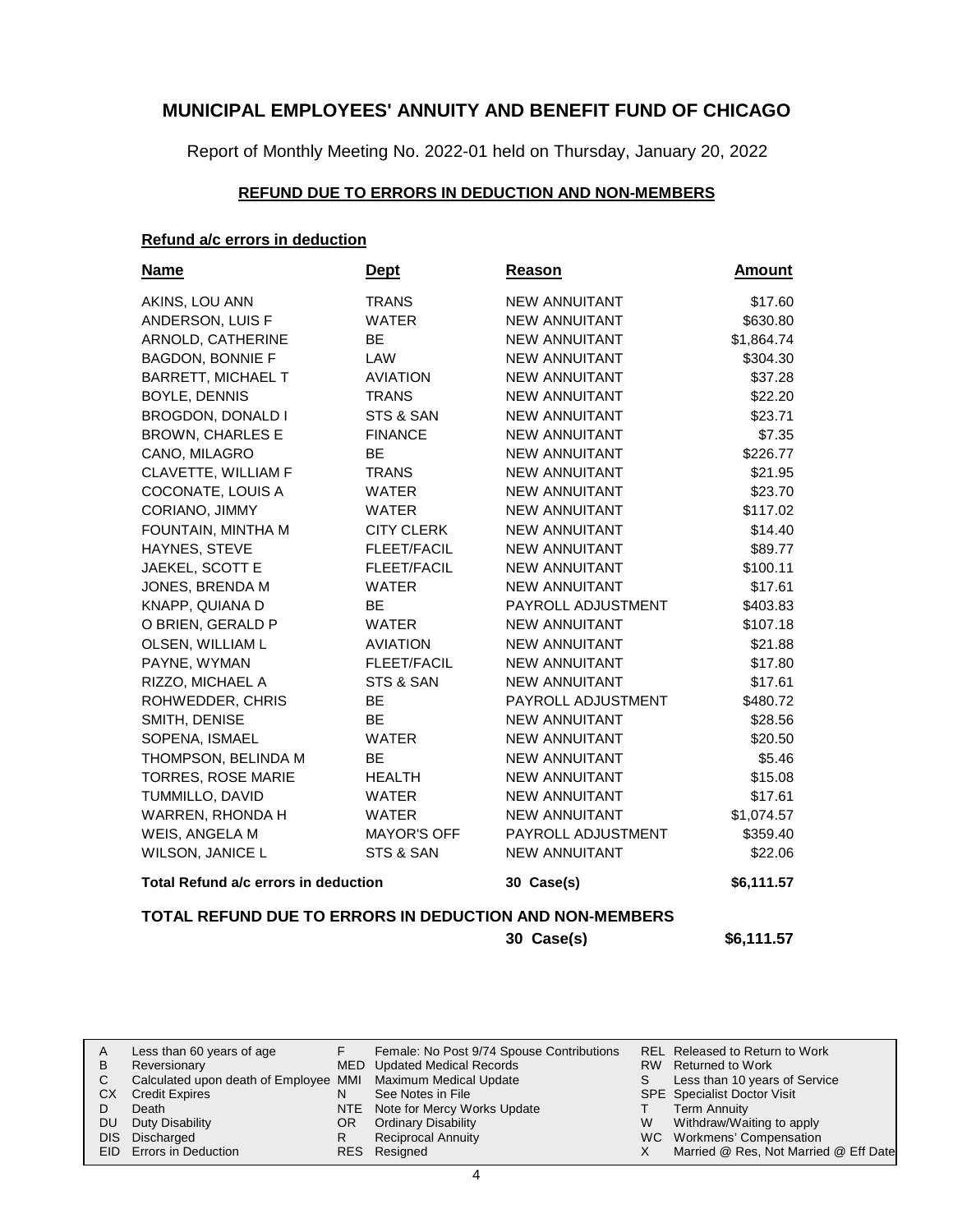# MUNICIPAL EMPLOYEES' ANNUITY AND BENEFIT FUND OF CHICAGO

Report of Monthly Meeting No. 2022-01 held on Thursday, January 20, 2022

## REFUND DUE TO ERRORS IN DEDUCTION AND NON-MEMBERS

### Refund a/c errors in deduction

| Name | Dept | Reason | Amount |
|---|---|---|---|
| AKINS, LOU ANN | TRANS | NEW ANNUITANT | $17.60 |
| ANDERSON, LUIS F | WATER | NEW ANNUITANT | $630.80 |
| ARNOLD, CATHERINE | BE | NEW ANNUITANT | $1,864.74 |
| BAGDON, BONNIE F | LAW | NEW ANNUITANT | $304.30 |
| BARRETT, MICHAEL T | AVIATION | NEW ANNUITANT | $37.28 |
| BOYLE, DENNIS | TRANS | NEW ANNUITANT | $22.20 |
| BROGDON, DONALD I | STS & SAN | NEW ANNUITANT | $23.71 |
| BROWN, CHARLES E | FINANCE | NEW ANNUITANT | $7.35 |
| CANO, MILAGRO | BE | NEW ANNUITANT | $226.77 |
| CLAVETTE, WILLIAM F | TRANS | NEW ANNUITANT | $21.95 |
| COCONATE, LOUIS A | WATER | NEW ANNUITANT | $23.70 |
| CORIANO, JIMMY | WATER | NEW ANNUITANT | $117.02 |
| FOUNTAIN, MINTHA M | CITY CLERK | NEW ANNUITANT | $14.40 |
| HAYNES, STEVE | FLEET/FACIL | NEW ANNUITANT | $89.77 |
| JAEKEL, SCOTT E | FLEET/FACIL | NEW ANNUITANT | $100.11 |
| JONES, BRENDA M | WATER | NEW ANNUITANT | $17.61 |
| KNAPP, QUIANA D | BE | PAYROLL ADJUSTMENT | $403.83 |
| O BRIEN, GERALD P | WATER | NEW ANNUITANT | $107.18 |
| OLSEN, WILLIAM L | AVIATION | NEW ANNUITANT | $21.88 |
| PAYNE, WYMAN | FLEET/FACIL | NEW ANNUITANT | $17.80 |
| RIZZO, MICHAEL A | STS & SAN | NEW ANNUITANT | $17.61 |
| ROHWEDDER, CHRIS | BE | PAYROLL ADJUSTMENT | $480.72 |
| SMITH, DENISE | BE | NEW ANNUITANT | $28.56 |
| SOPENA, ISMAEL | WATER | NEW ANNUITANT | $20.50 |
| THOMPSON, BELINDA M | BE | NEW ANNUITANT | $5.46 |
| TORRES, ROSE MARIE | HEALTH | NEW ANNUITANT | $15.08 |
| TUMMILLO, DAVID | WATER | NEW ANNUITANT | $17.61 |
| WARREN, RHONDA H | WATER | NEW ANNUITANT | $1,074.57 |
| WEIS, ANGELA M | MAYOR'S OFF | PAYROLL ADJUSTMENT | $359.40 |
| WILSON, JANICE L | STS & SAN | NEW ANNUITANT | $22.06 |
| **Total Refund a/c errors in deduction** | | **30 Case(s)** | **$6,111.57** |

**TOTAL REFUND DUE TO ERRORS IN DEDUCTION AND NON-MEMBERS** — **30 Case(s)** — **$6,111.57**

| | | | | | |
|---|---|---|---|---|---|
| A | Less than 60 years of age | F | Female: No Post 9/74 Spouse Contributions | REL | Released to Return to Work |
| B | Reversionary | MED | Updated Medical Records | RW | Returned to Work |
| C | Calculated upon death of Employee | MMI | Maximum Medical Update | S | Less than 10 years of Service |
| CX | Credit Expires | N | See Notes in File | SPE | Specialist Doctor Visit |
| D | Death | NTE | Note for Mercy Works Update | T | Term Annuity |
| DU | Duty Disability | OR | Ordinary Disability | W | Withdraw/Waiting to apply |
| DIS | Discharged | R | Reciprocal Annuity | WC | Workmens' Compensation |
| EID | Errors in Deduction | RES | Resigned | X | Married @ Res, Not Married @ Eff Date |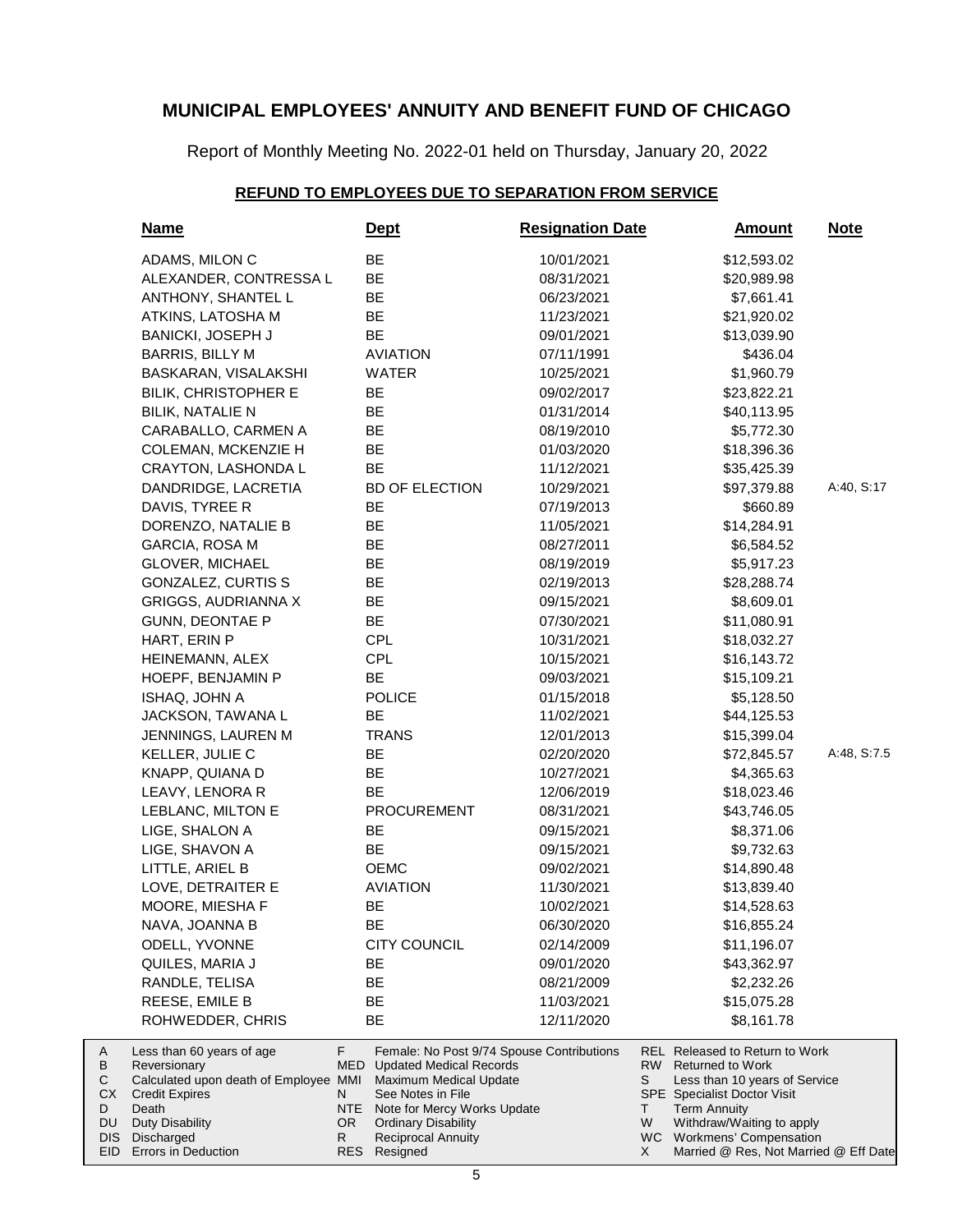# MUNICIPAL EMPLOYEES' ANNUITY AND BENEFIT FUND OF CHICAGO

Report of Monthly Meeting No. 2022-01 held on Thursday, January 20, 2022

## REFUND TO EMPLOYEES DUE TO SEPARATION FROM SERVICE

| Name | Dept | Resignation Date | Amount | Note |
|---|---|---|---|---|
| ADAMS, MILON C | BE | 10/01/2021 | $12,593.02 | |
| ALEXANDER, CONTRESSA L | BE | 08/31/2021 | $20,989.98 | |
| ANTHONY, SHANTEL L | BE | 06/23/2021 | $7,661.41 | |
| ATKINS, LATOSHA M | BE | 11/23/2021 | $21,920.02 | |
| BANICKI, JOSEPH J | BE | 09/01/2021 | $13,039.90 | |
| BARRIS, BILLY M | AVIATION | 07/11/1991 | $436.04 | |
| BASKARAN, VISALAKSHI | WATER | 10/25/2021 | $1,960.79 | |
| BILIK, CHRISTOPHER E | BE | 09/02/2017 | $23,822.21 | |
| BILIK, NATALIE N | BE | 01/31/2014 | $40,113.95 | |
| CARABALLO, CARMEN A | BE | 08/19/2010 | $5,772.30 | |
| COLEMAN, MCKENZIE H | BE | 01/03/2020 | $18,396.36 | |
| CRAYTON, LASHONDA L | BE | 11/12/2021 | $35,425.39 | |
| DANDRIDGE, LACRETIA | BD OF ELECTION | 10/29/2021 | $97,379.88 | A:40, S:17 |
| DAVIS, TYREE R | BE | 07/19/2013 | $660.89 | |
| DORENZO, NATALIE B | BE | 11/05/2021 | $14,284.91 | |
| GARCIA, ROSA M | BE | 08/27/2011 | $6,584.52 | |
| GLOVER, MICHAEL | BE | 08/19/2019 | $5,917.23 | |
| GONZALEZ, CURTIS S | BE | 02/19/2013 | $28,288.74 | |
| GRIGGS, AUDRIANNA X | BE | 09/15/2021 | $8,609.01 | |
| GUNN, DEONTAE P | BE | 07/30/2021 | $11,080.91 | |
| HART, ERIN P | CPL | 10/31/2021 | $18,032.27 | |
| HEINEMANN, ALEX | CPL | 10/15/2021 | $16,143.72 | |
| HOEPF, BENJAMIN P | BE | 09/03/2021 | $15,109.21 | |
| ISHAQ, JOHN A | POLICE | 01/15/2018 | $5,128.50 | |
| JACKSON, TAWANA L | BE | 11/02/2021 | $44,125.53 | |
| JENNINGS, LAUREN M | TRANS | 12/01/2013 | $15,399.04 | |
| KELLER, JULIE C | BE | 02/20/2020 | $72,845.57 | A:48, S:7.5 |
| KNAPP, QUIANA D | BE | 10/27/2021 | $4,365.63 | |
| LEAVY, LENORA R | BE | 12/06/2019 | $18,023.46 | |
| LEBLANC, MILTON E | PROCUREMENT | 08/31/2021 | $43,746.05 | |
| LIGE, SHALON A | BE | 09/15/2021 | $8,371.06 | |
| LIGE, SHAVON A | BE | 09/15/2021 | $9,732.63 | |
| LITTLE, ARIEL B | OEMC | 09/02/2021 | $14,890.48 | |
| LOVE, DETRAITER E | AVIATION | 11/30/2021 | $13,839.40 | |
| MOORE, MIESHA F | BE | 10/02/2021 | $14,528.63 | |
| NAVA, JOANNA B | BE | 06/30/2020 | $16,855.24 | |
| ODELL, YVONNE | CITY COUNCIL | 02/14/2009 | $11,196.07 | |
| QUILES, MARIA J | BE | 09/01/2020 | $43,362.97 | |
| RANDLE, TELISA | BE | 08/21/2009 | $2,232.26 | |
| REESE, EMILE B | BE | 11/03/2021 | $15,075.28 | |
| ROHWEDDER, CHRIS | BE | 12/11/2020 | $8,161.78 | |

| | | | | | |
|---|---|---|---|---|---|
| A | Less than 60 years of age | F | Female: No Post 9/74 Spouse Contributions | REL | Released to Return to Work |
| B | Reversionary | MED | Updated Medical Records | RW | Returned to Work |
| C | Calculated upon death of Employee | MMI | Maximum Medical Update | S | Less than 10 years of Service |
| CX | Credit Expires | N | See Notes in File | SPE | Specialist Doctor Visit |
| D | Death | NTE | Note for Mercy Works Update | T | Term Annuity |
| DU | Duty Disability | OR | Ordinary Disability | W | Withdraw/Waiting to apply |
| DIS | Discharged | R | Reciprocal Annuity | WC | Workmens' Compensation |
| EID | Errors in Deduction | RES | Resigned | X | Married @ Res, Not Married @ Eff Date |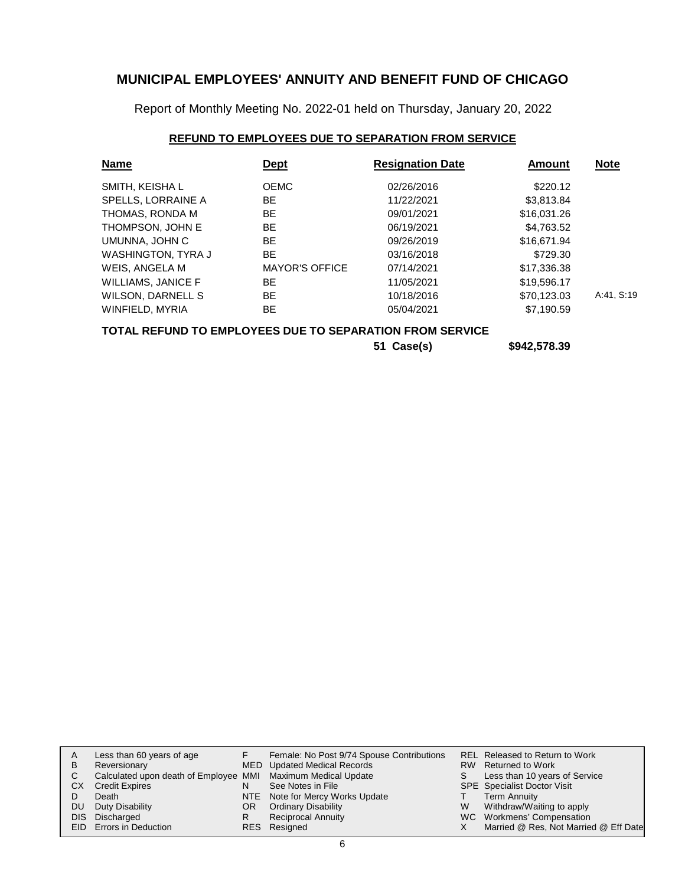# MUNICIPAL EMPLOYEES' ANNUITY AND BENEFIT FUND OF CHICAGO

Report of Monthly Meeting No. 2022-01 held on Thursday, January 20, 2022

## REFUND TO EMPLOYEES DUE TO SEPARATION FROM SERVICE

| Name | Dept | Resignation Date | Amount | Note |
|---|---|---|---|---|
| SMITH, KEISHA L | OEMC | 02/26/2016 | $220.12 | |
| SPELLS, LORRAINE A | BE | 11/22/2021 | $3,813.84 | |
| THOMAS, RONDA M | BE | 09/01/2021 | $16,031.26 | |
| THOMPSON, JOHN E | BE | 06/19/2021 | $4,763.52 | |
| UMUNNA, JOHN C | BE | 09/26/2019 | $16,671.94 | |
| WASHINGTON, TYRA J | BE | 03/16/2018 | $729.30 | |
| WEIS, ANGELA M | MAYOR'S OFFICE | 07/14/2021 | $17,336.38 | |
| WILLIAMS, JANICE F | BE | 11/05/2021 | $19,596.17 | |
| WILSON, DARNELL S | BE | 10/18/2016 | $70,123.03 | A:41, S:19 |
| WINFIELD, MYRIA | BE | 05/04/2021 | $7,190.59 | |

**TOTAL REFUND TO EMPLOYEES DUE TO SEPARATION FROM SERVICE**

**51 Case(s) $942,578.39**

| | | | | | |
|---|---|---|---|---|---|
| A | Less than 60 years of age | F | Female: No Post 9/74 Spouse Contributions | REL | Released to Return to Work |
| B | Reversionary | MED | Updated Medical Records | RW | Returned to Work |
| C | Calculated upon death of Employee | MMI | Maximum Medical Update | S | Less than 10 years of Service |
| CX | Credit Expires | N | See Notes in File | SPE | Specialist Doctor Visit |
| D | Death | NTE | Note for Mercy Works Update | T | Term Annuity |
| DU | Duty Disability | OR | Ordinary Disability | W | Withdraw/Waiting to apply |
| DIS | Discharged | R | Reciprocal Annuity | WC | Workmens' Compensation |
| EID | Errors in Deduction | RES | Resigned | X | Married @ Res, Not Married @ Eff Date |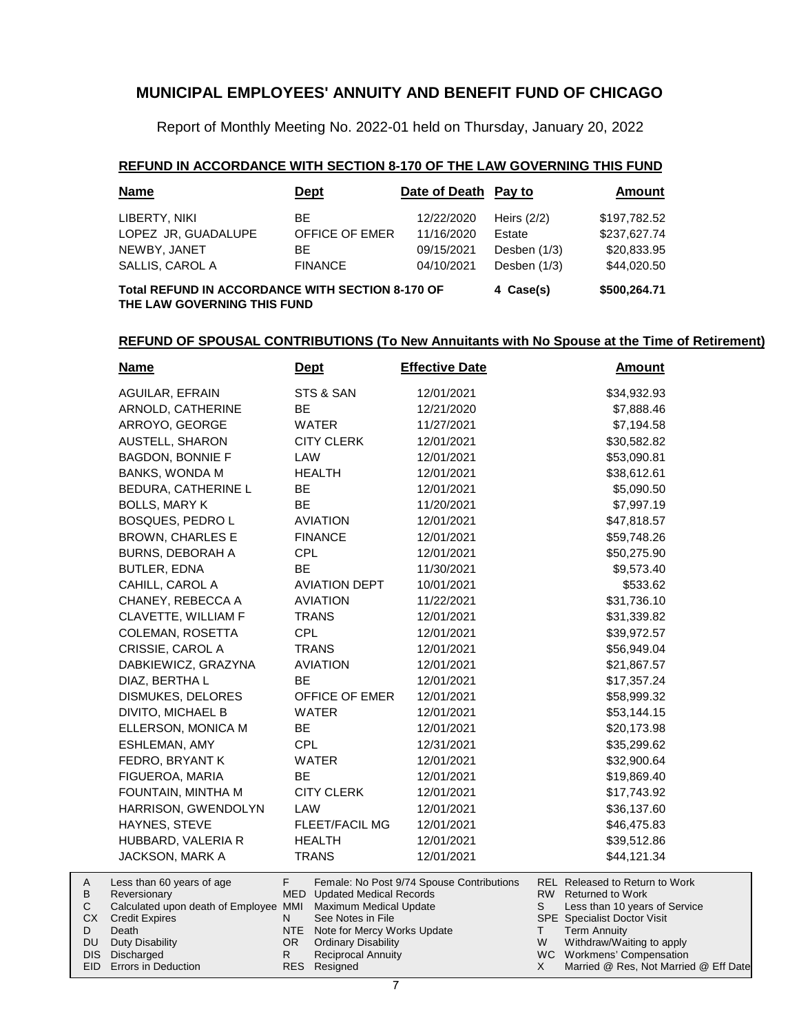# MUNICIPAL EMPLOYEES' ANNUITY AND BENEFIT FUND OF CHICAGO

Report of Monthly Meeting No. 2022-01 held on Thursday, January 20, 2022

## REFUND IN ACCORDANCE WITH SECTION 8-170 OF THE LAW GOVERNING THIS FUND

| Name | Dept | Date of Death | Pay to | Amount |
|---|---|---|---|---|
| LIBERTY, NIKI | BE | 12/22/2020 | Heirs (2/2) | $197,782.52 |
| LOPEZ JR, GUADALUPE | OFFICE OF EMER | 11/16/2020 | Estate | $237,627.74 |
| NEWBY, JANET | BE | 09/15/2021 | Desben (1/3) | $20,833.95 |
| SALLIS, CAROL A | FINANCE | 04/10/2021 | Desben (1/3) | $44,020.50 |
| **Total REFUND IN ACCORDANCE WITH SECTION 8-170 OF THE LAW GOVERNING THIS FUND** | | | **4 Case(s)** | **$500,264.71** |

## REFUND OF SPOUSAL CONTRIBUTIONS (To New Annuitants with No Spouse at the Time of Retirement)

| Name | Dept | Effective Date | Amount |
|---|---|---|---|
| AGUILAR, EFRAIN | STS & SAN | 12/01/2021 | $34,932.93 |
| ARNOLD, CATHERINE | BE | 12/21/2020 | $7,888.46 |
| ARROYO, GEORGE | WATER | 11/27/2021 | $7,194.58 |
| AUSTELL, SHARON | CITY CLERK | 12/01/2021 | $30,582.82 |
| BAGDON, BONNIE F | LAW | 12/01/2021 | $53,090.81 |
| BANKS, WONDA M | HEALTH | 12/01/2021 | $38,612.61 |
| BEDURA, CATHERINE L | BE | 12/01/2021 | $5,090.50 |
| BOLLS, MARY K | BE | 11/20/2021 | $7,997.19 |
| BOSQUES, PEDRO L | AVIATION | 12/01/2021 | $47,818.57 |
| BROWN, CHARLES E | FINANCE | 12/01/2021 | $59,748.26 |
| BURNS, DEBORAH A | CPL | 12/01/2021 | $50,275.90 |
| BUTLER, EDNA | BE | 11/30/2021 | $9,573.40 |
| CAHILL, CAROL A | AVIATION DEPT | 10/01/2021 | $533.62 |
| CHANEY, REBECCA A | AVIATION | 11/22/2021 | $31,736.10 |
| CLAVETTE, WILLIAM F | TRANS | 12/01/2021 | $31,339.82 |
| COLEMAN, ROSETTA | CPL | 12/01/2021 | $39,972.57 |
| CRISSIE, CAROL A | TRANS | 12/01/2021 | $56,949.04 |
| DABKIEWICZ, GRAZYNA | AVIATION | 12/01/2021 | $21,867.57 |
| DIAZ, BERTHA L | BE | 12/01/2021 | $17,357.24 |
| DISMUKES, DELORES | OFFICE OF EMER | 12/01/2021 | $58,999.32 |
| DIVITO, MICHAEL B | WATER | 12/01/2021 | $53,144.15 |
| ELLERSON, MONICA M | BE | 12/01/2021 | $20,173.98 |
| ESHLEMAN, AMY | CPL | 12/31/2021 | $35,299.62 |
| FEDRO, BRYANT K | WATER | 12/01/2021 | $32,900.64 |
| FIGUEROA, MARIA | BE | 12/01/2021 | $19,869.40 |
| FOUNTAIN, MINTHA M | CITY CLERK | 12/01/2021 | $17,743.92 |
| HARRISON, GWENDOLYN | LAW | 12/01/2021 | $36,137.60 |
| HAYNES, STEVE | FLEET/FACIL MG | 12/01/2021 | $46,475.83 |
| HUBBARD, VALERIA R | HEALTH | 12/01/2021 | $39,512.86 |
| JACKSON, MARK A | TRANS | 12/01/2021 | $44,121.34 |

| Code | Description | Code | Description | Code | Description |
|---|---|---|---|---|---|
| A | Less than 60 years of age | F | Female: No Post 9/74 Spouse Contributions | REL | Released to Return to Work |
| B | Reversionary | MED | Updated Medical Records | RW | Returned to Work |
| C | Calculated upon death of Employee | MMI | Maximum Medical Update | S | Less than 10 years of Service |
| CX | Credit Expires | N | See Notes in File | SPE | Specialist Doctor Visit |
| D | Death | NTE | Note for Mercy Works Update | T | Term Annuity |
| DU | Duty Disability | OR | Ordinary Disability | W | Withdraw/Waiting to apply |
| DIS | Discharged | R | Reciprocal Annuity | WC | Workmens' Compensation |
| EID | Errors in Deduction | RES | Resigned | X | Married @ Res, Not Married @ Eff Date |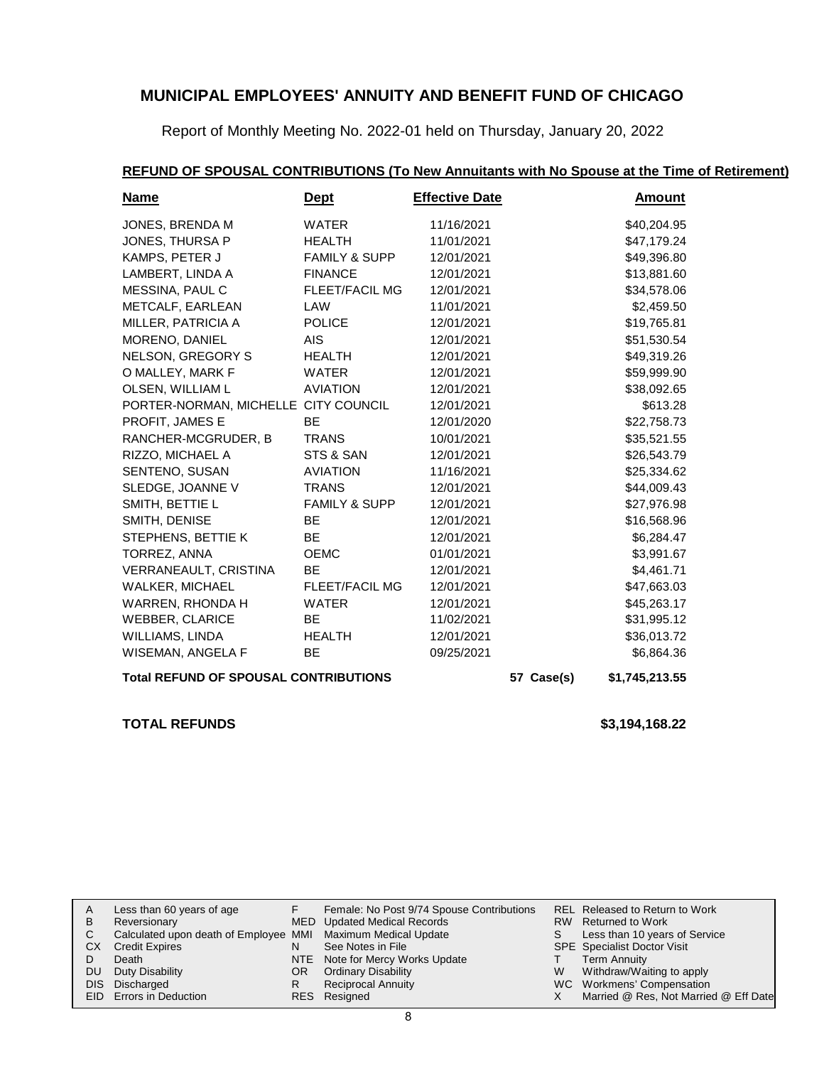# MUNICIPAL EMPLOYEES' ANNUITY AND BENEFIT FUND OF CHICAGO

Report of Monthly Meeting No. 2022-01 held on Thursday, January 20, 2022

## REFUND OF SPOUSAL CONTRIBUTIONS (To New Annuitants with No Spouse at the Time of Retirement)

| Name | Dept | Effective Date | | Amount |
|---|---|---|---|---|
| JONES, BRENDA M | WATER | 11/16/2021 | | $40,204.95 |
| JONES, THURSA P | HEALTH | 11/01/2021 | | $47,179.24 |
| KAMPS, PETER J | FAMILY & SUPP | 12/01/2021 | | $49,396.80 |
| LAMBERT, LINDA A | FINANCE | 12/01/2021 | | $13,881.60 |
| MESSINA, PAUL C | FLEET/FACIL MG | 12/01/2021 | | $34,578.06 |
| METCALF, EARLEAN | LAW | 11/01/2021 | | $2,459.50 |
| MILLER, PATRICIA A | POLICE | 12/01/2021 | | $19,765.81 |
| MORENO, DANIEL | AIS | 12/01/2021 | | $51,530.54 |
| NELSON, GREGORY S | HEALTH | 12/01/2021 | | $49,319.26 |
| O MALLEY, MARK F | WATER | 12/01/2021 | | $59,999.90 |
| OLSEN, WILLIAM L | AVIATION | 12/01/2021 | | $38,092.65 |
| PORTER-NORMAN, MICHELLE | CITY COUNCIL | 12/01/2021 | | $613.28 |
| PROFIT, JAMES E | BE | 12/01/2020 | | $22,758.73 |
| RANCHER-MCGRUDER, B | TRANS | 10/01/2021 | | $35,521.55 |
| RIZZO, MICHAEL A | STS & SAN | 12/01/2021 | | $26,543.79 |
| SENTENO, SUSAN | AVIATION | 11/16/2021 | | $25,334.62 |
| SLEDGE, JOANNE V | TRANS | 12/01/2021 | | $44,009.43 |
| SMITH, BETTIE L | FAMILY & SUPP | 12/01/2021 | | $27,976.98 |
| SMITH, DENISE | BE | 12/01/2021 | | $16,568.96 |
| STEPHENS, BETTIE K | BE | 12/01/2021 | | $6,284.47 |
| TORREZ, ANNA | OEMC | 01/01/2021 | | $3,991.67 |
| VERRANEAULT, CRISTINA | BE | 12/01/2021 | | $4,461.71 |
| WALKER, MICHAEL | FLEET/FACIL MG | 12/01/2021 | | $47,663.03 |
| WARREN, RHONDA H | WATER | 12/01/2021 | | $45,263.17 |
| WEBBER, CLARICE | BE | 11/02/2021 | | $31,995.12 |
| WILLIAMS, LINDA | HEALTH | 12/01/2021 | | $36,013.72 |
| WISEMAN, ANGELA F | BE | 09/25/2021 | | $6,864.36 |
| **Total REFUND OF SPOUSAL CONTRIBUTIONS** | | | 57 Case(s) | $1,745,213.55 |

**TOTAL REFUNDS** $3,194,168.22

| | | | | | |
|---|---|---|---|---|---|
| A | Less than 60 years of age | F | Female: No Post 9/74 Spouse Contributions | REL | Released to Return to Work |
| B | Reversionary | MED | Updated Medical Records | RW | Returned to Work |
| C | Calculated upon death of Employee | MMI | Maximum Medical Update | S | Less than 10 years of Service |
| CX | Credit Expires | N | See Notes in File | SPE | Specialist Doctor Visit |
| D | Death | NTE | Note for Mercy Works Update | T | Term Annuity |
| DU | Duty Disability | OR | Ordinary Disability | W | Withdraw/Waiting to apply |
| DIS | Discharged | R | Reciprocal Annuity | WC | Workmens' Compensation |
| EID | Errors in Deduction | RES | Resigned | X | Married @ Res, Not Married @ Eff Date |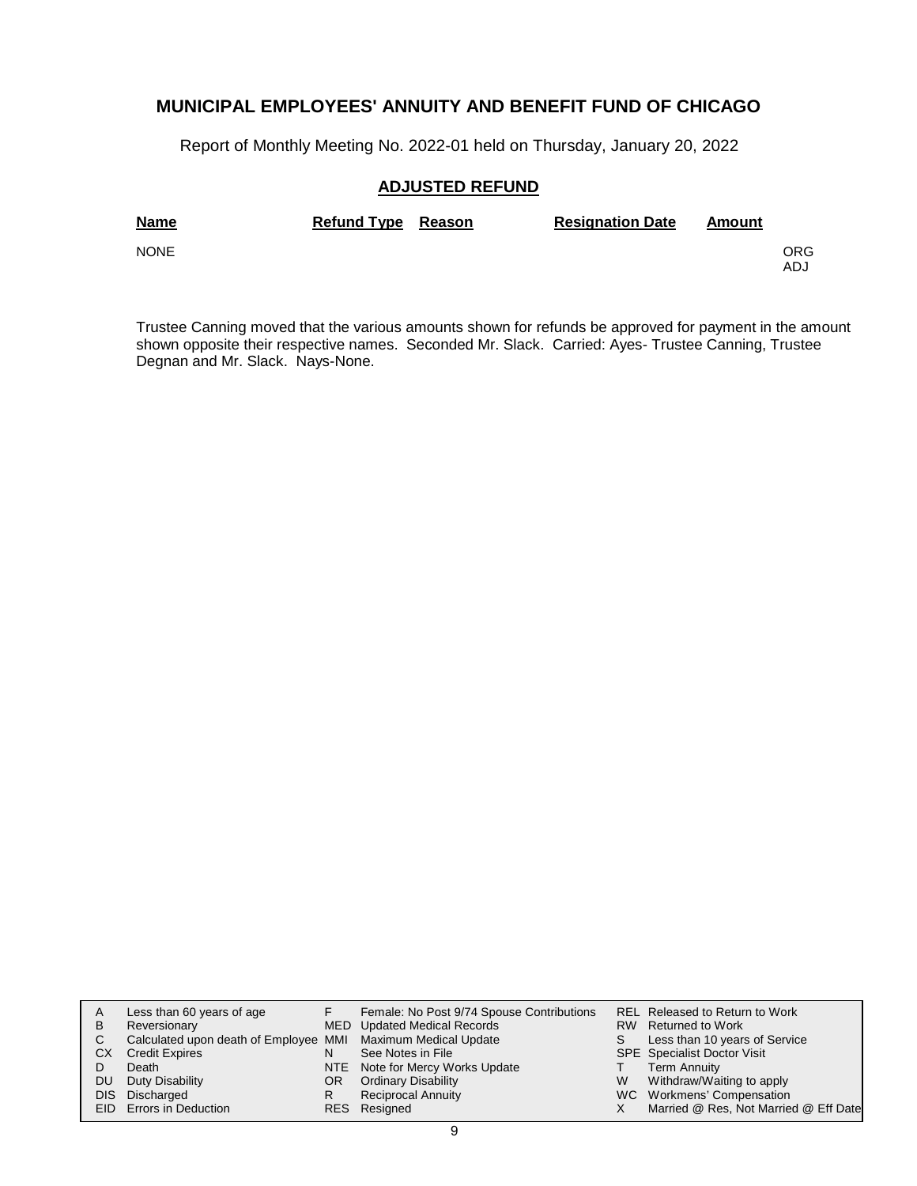## MUNICIPAL EMPLOYEES' ANNUITY AND BENEFIT FUND OF CHICAGO

Report of Monthly Meeting No. 2022-01 held on Thursday, January 20, 2022

### ADJUSTED REFUND

| Name | Refund Type | Reason | Resignation Date | Amount | |
|---|---|---|---|---|---|
| NONE | | | | | ORG ADJ |

Trustee Canning moved that the various amounts shown for refunds be approved for payment in the amount shown opposite their respective names. Seconded Mr. Slack. Carried: Ayes- Trustee Canning, Trustee Degnan and Mr. Slack. Nays-None.

| | | | | | |
|---|---|---|---|---|---|
| A | Less than 60 years of age | F | Female: No Post 9/74 Spouse Contributions | REL | Released to Return to Work |
| B | Reversionary | MED | Updated Medical Records | RW | Returned to Work |
| C | Calculated upon death of Employee | MMI | Maximum Medical Update | S | Less than 10 years of Service |
| CX | Credit Expires | N | See Notes in File | SPE | Specialist Doctor Visit |
| D | Death | NTE | Note for Mercy Works Update | T | Term Annuity |
| DU | Duty Disability | OR | Ordinary Disability | W | Withdraw/Waiting to apply |
| DIS | Discharged | R | Reciprocal Annuity | WC | Workmens' Compensation |
| EID | Errors in Deduction | RES | Resigned | X | Married @ Res, Not Married @ Eff Date |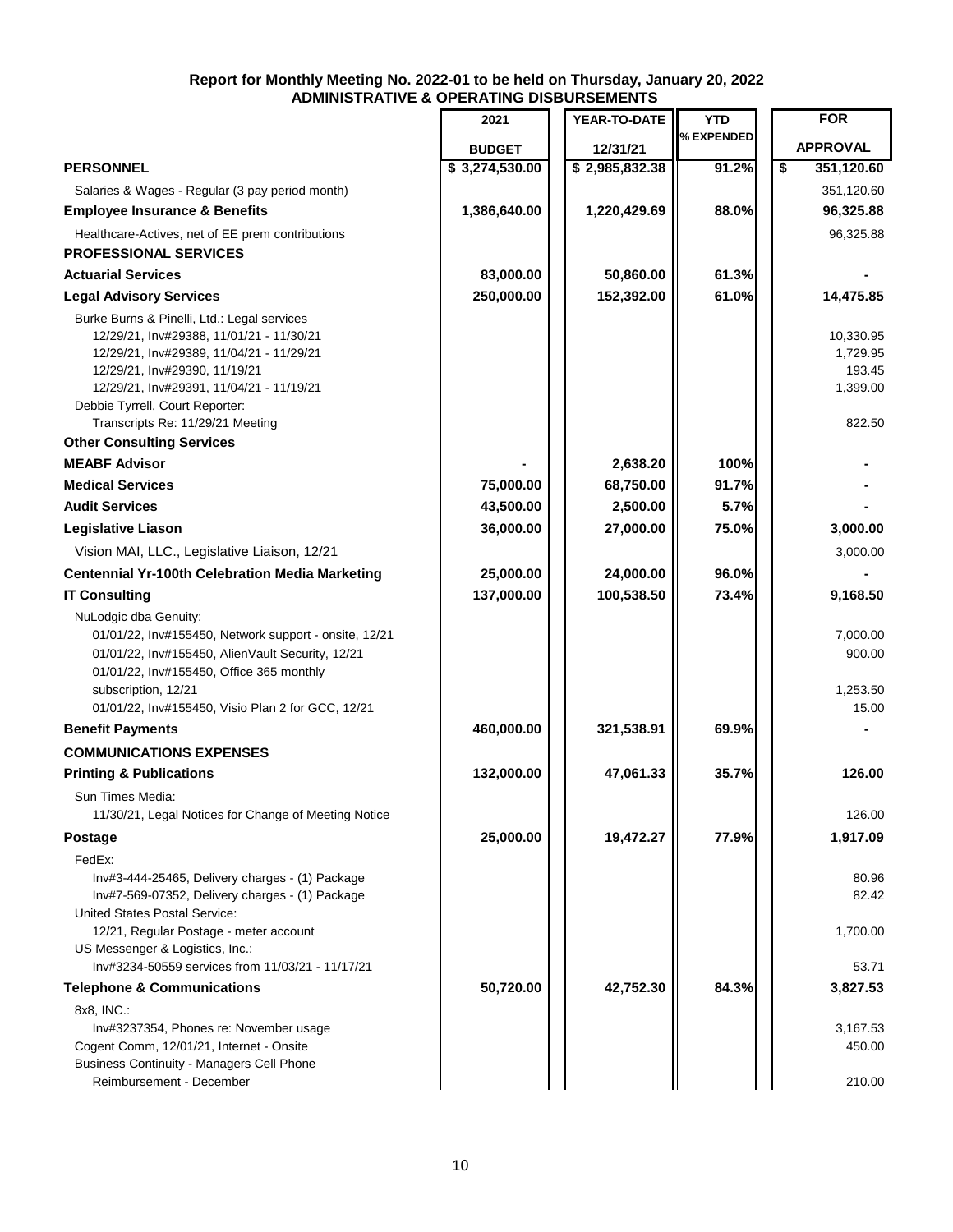**Report for Monthly Meeting No. 2022-01 to be held on Thursday, January 20, 2022**
**ADMINISTRATIVE & OPERATING DISBURSEMENTS**

| | 2021 BUDGET | YEAR-TO-DATE 12/31/21 | YTD % EXPENDED | FOR APPROVAL |
|---|---|---|---|---|
| **PERSONNEL** | **$ 3,274,530.00** | **$ 2,985,832.38** | **91.2%** | **$ 351,120.60** |
| Salaries & Wages - Regular (3 pay period month) | | | | 351,120.60 |
| **Employee Insurance & Benefits** | **1,386,640.00** | **1,220,429.69** | **88.0%** | **96,325.88** |
| Healthcare-Actives, net of EE prem contributions | | | | 96,325.88 |
| **PROFESSIONAL SERVICES** | | | | |
| **Actuarial Services** | **83,000.00** | **50,860.00** | **61.3%** | **-** |
| **Legal Advisory Services** | **250,000.00** | **152,392.00** | **61.0%** | **14,475.85** |
| Burke Burns & Pinelli, Ltd.: Legal services | | | | |
| 12/29/21, Inv#29388, 11/01/21 - 11/30/21 | | | | 10,330.95 |
| 12/29/21, Inv#29389, 11/04/21 - 11/29/21 | | | | 1,729.95 |
| 12/29/21, Inv#29390, 11/19/21 | | | | 193.45 |
| 12/29/21, Inv#29391, 11/04/21 - 11/19/21 | | | | 1,399.00 |
| Debbie Tyrrell, Court Reporter: | | | | |
| Transcripts Re: 11/29/21 Meeting | | | | 822.50 |
| **Other Consulting Services** | | | | |
| **MEABF Advisor** | **-** | **2,638.20** | **100%** | **-** |
| **Medical Services** | **75,000.00** | **68,750.00** | **91.7%** | **-** |
| **Audit Services** | **43,500.00** | **2,500.00** | **5.7%** | **-** |
| **Legislative Liason** | **36,000.00** | **27,000.00** | **75.0%** | **3,000.00** |
| Vision MAI, LLC., Legislative Liaison, 12/21 | | | | 3,000.00 |
| **Centennial Yr-100th Celebration Media Marketing** | **25,000.00** | **24,000.00** | **96.0%** | **-** |
| **IT Consulting** | **137,000.00** | **100,538.50** | **73.4%** | **9,168.50** |
| NuLodgic dba Genuity: | | | | |
| 01/01/22, Inv#155450, Network support - onsite, 12/21 | | | | 7,000.00 |
| 01/01/22, Inv#155450, AlienVault Security, 12/21 | | | | 900.00 |
| 01/01/22, Inv#155450, Office 365 monthly subscription, 12/21 | | | | 1,253.50 |
| 01/01/22, Inv#155450, Visio Plan 2 for GCC, 12/21 | | | | 15.00 |
| **Benefit Payments** | **460,000.00** | **321,538.91** | **69.9%** | **-** |
| **COMMUNICATIONS EXPENSES** | | | | |
| **Printing & Publications** | **132,000.00** | **47,061.33** | **35.7%** | **126.00** |
| Sun Times Media: | | | | |
| 11/30/21, Legal Notices for Change of Meeting Notice | | | | 126.00 |
| **Postage** | **25,000.00** | **19,472.27** | **77.9%** | **1,917.09** |
| FedEx: | | | | |
| Inv#3-444-25465, Delivery charges - (1) Package | | | | 80.96 |
| Inv#7-569-07352, Delivery charges - (1) Package | | | | 82.42 |
| United States Postal Service: | | | | |
| 12/21, Regular Postage - meter account | | | | 1,700.00 |
| US Messenger & Logistics, Inc.: | | | | |
| Inv#3234-50559 services from 11/03/21 - 11/17/21 | | | | 53.71 |
| **Telephone & Communications** | **50,720.00** | **42,752.30** | **84.3%** | **3,827.53** |
| 8x8, INC.: | | | | |
| Inv#3237354, Phones re: November usage | | | | 3,167.53 |
| Cogent Comm, 12/01/21, Internet - Onsite | | | | 450.00 |
| Business Continuity - Managers Cell Phone Reimbursement - December | | | | 210.00 |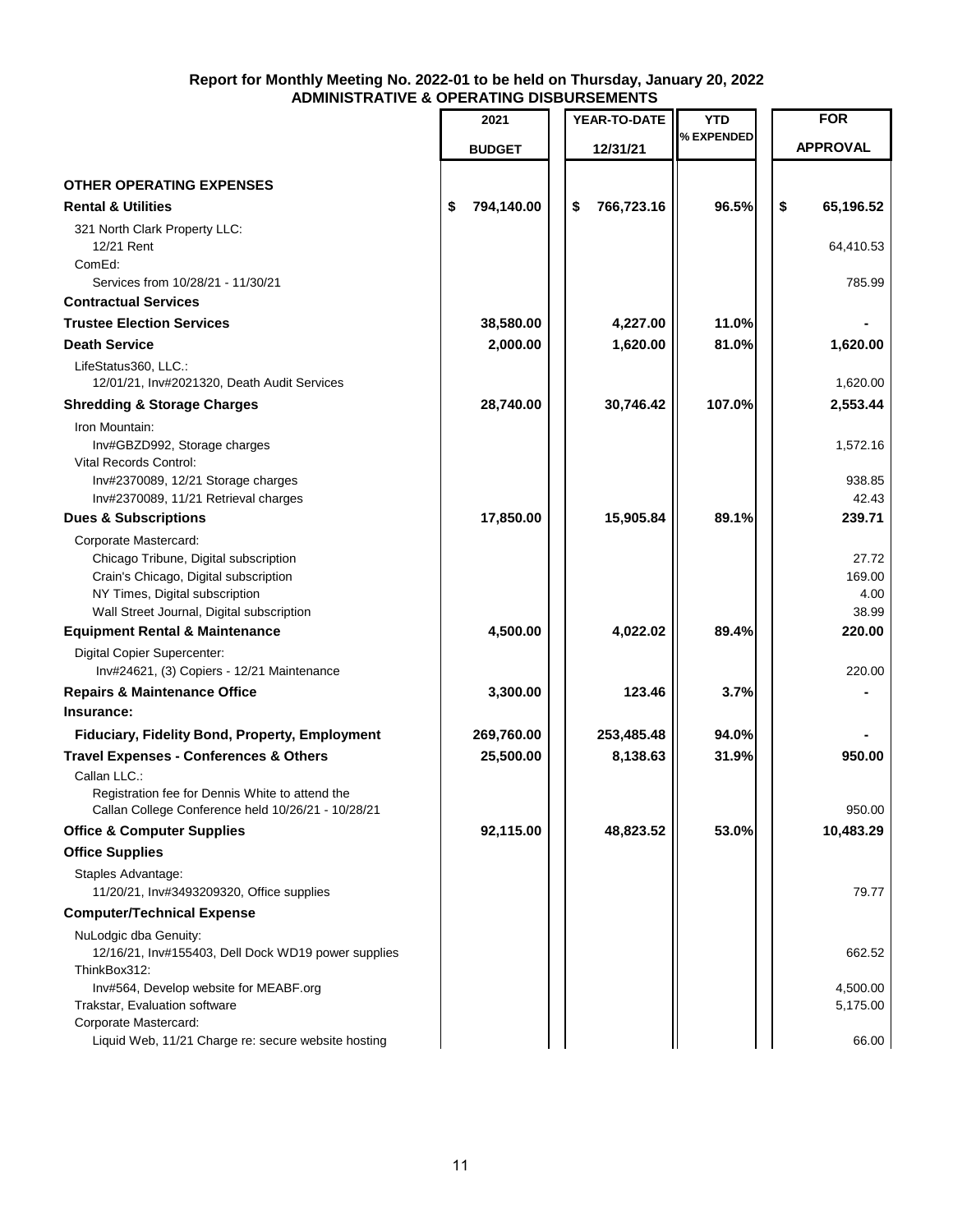**Report for Monthly Meeting No. 2022-01 to be held on Thursday, January 20, 2022**
**ADMINISTRATIVE & OPERATING DISBURSEMENTS**

| | 2021 BUDGET | YEAR-TO-DATE 12/31/21 | YTD % EXPENDED | FOR APPROVAL |
|---|---|---|---|---|
| **OTHER OPERATING EXPENSES** | | | | |
| **Rental & Utilities** | **$ 794,140.00** | **$ 766,723.16** | **96.5%** | **$ 65,196.52** |
| 321 North Clark Property LLC: | | | | |
| 12/21 Rent | | | | 64,410.53 |
| ComEd: | | | | |
| Services from 10/28/21 - 11/30/21 | | | | 785.99 |
| **Contractual Services** | | | | |
| **Trustee Election Services** | **38,580.00** | **4,227.00** | **11.0%** | **-** |
| **Death Service** | **2,000.00** | **1,620.00** | **81.0%** | **1,620.00** |
| LifeStatus360, LLC.: | | | | |
| 12/01/21, Inv#2021320, Death Audit Services | | | | 1,620.00 |
| **Shredding & Storage Charges** | **28,740.00** | **30,746.42** | **107.0%** | **2,553.44** |
| Iron Mountain: | | | | |
| Inv#GBZD992, Storage charges | | | | 1,572.16 |
| Vital Records Control: | | | | |
| Inv#2370089, 12/21 Storage charges | | | | 938.85 |
| Inv#2370089, 11/21 Retrieval charges | | | | 42.43 |
| **Dues & Subscriptions** | **17,850.00** | **15,905.84** | **89.1%** | **239.71** |
| Corporate Mastercard: | | | | |
| Chicago Tribune, Digital subscription | | | | 27.72 |
| Crain's Chicago, Digital subscription | | | | 169.00 |
| NY Times, Digital subscription | | | | 4.00 |
| Wall Street Journal, Digital subscription | | | | 38.99 |
| **Equipment Rental & Maintenance** | **4,500.00** | **4,022.02** | **89.4%** | **220.00** |
| Digital Copier Supercenter: | | | | |
| Inv#24621, (3) Copiers - 12/21 Maintenance | | | | 220.00 |
| **Repairs & Maintenance Office** | **3,300.00** | **123.46** | **3.7%** | **-** |
| **Insurance:** | | | | |
| **Fiduciary, Fidelity Bond, Property, Employment** | **269,760.00** | **253,485.48** | **94.0%** | **-** |
| **Travel Expenses - Conferences & Others** | **25,500.00** | **8,138.63** | **31.9%** | **950.00** |
| Callan LLC.: | | | | |
| Registration fee for Dennis White to attend the Callan College Conference held 10/26/21 - 10/28/21 | | | | 950.00 |
| **Office & Computer Supplies** | **92,115.00** | **48,823.52** | **53.0%** | **10,483.29** |
| **Office Supplies** | | | | |
| Staples Advantage: | | | | |
| 11/20/21, Inv#3493209320, Office supplies | | | | 79.77 |
| **Computer/Technical Expense** | | | | |
| NuLodgic dba Genuity: | | | | |
| 12/16/21, Inv#155403, Dell Dock WD19 power supplies | | | | 662.52 |
| ThinkBox312: | | | | |
| Inv#564, Develop website for MEABF.org | | | | 4,500.00 |
| Trakstar, Evaluation software | | | | 5,175.00 |
| Corporate Mastercard: | | | | |
| Liquid Web, 11/21 Charge re: secure website hosting | | | | 66.00 |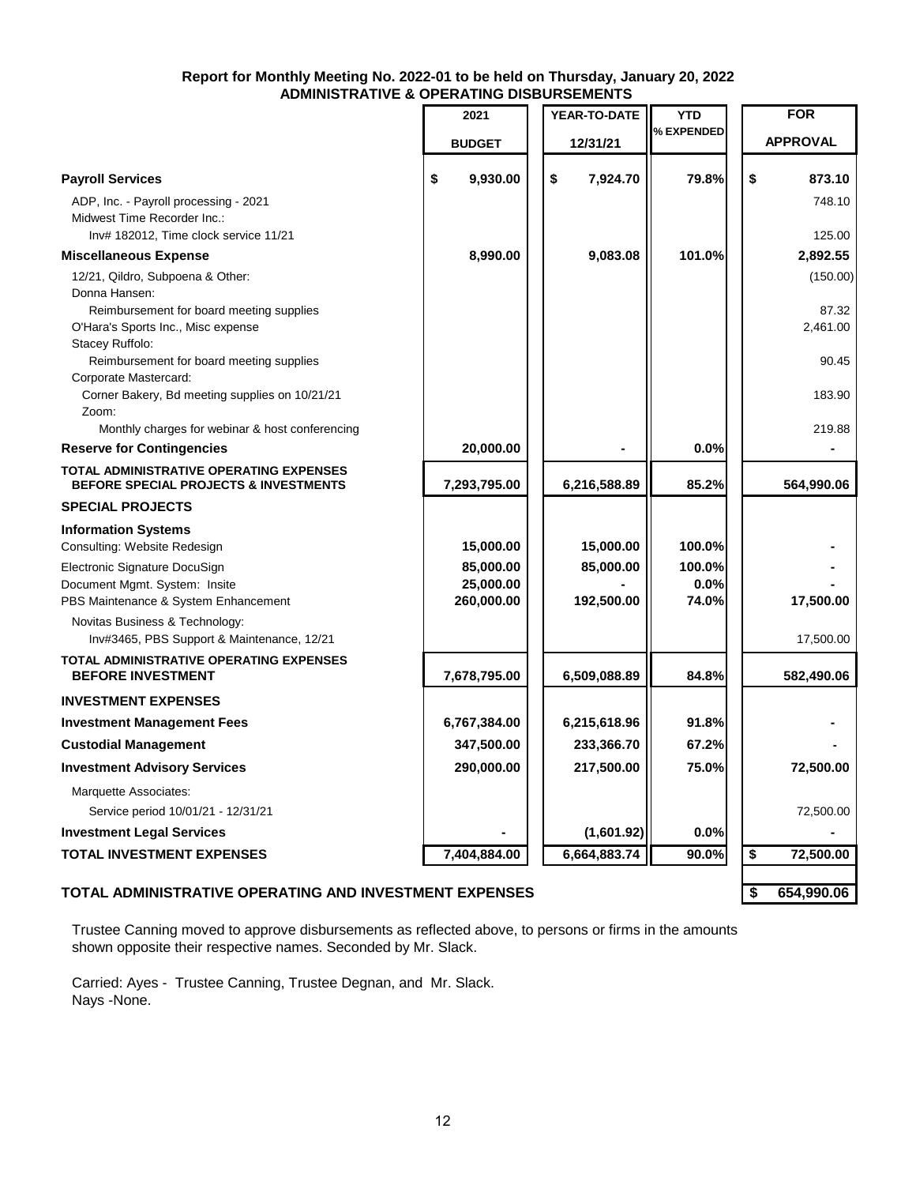**Report for Monthly Meeting No. 2022-01 to be held on Thursday, January 20, 2022**
**ADMINISTRATIVE & OPERATING DISBURSEMENTS**

| | 2021 BUDGET | YEAR-TO-DATE 12/31/21 | YTD % EXPENDED | FOR APPROVAL |
|---|---|---|---|---|
| **Payroll Services** | **$ 9,930.00** | **$ 7,924.70** | **79.8%** | **$ 873.10** |
| ADP, Inc. - Payroll processing - 2021 | | | | 748.10 |
| Midwest Time Recorder Inc.: | | | | |
| Inv# 182012, Time clock service 11/21 | | | | 125.00 |
| **Miscellaneous Expense** | **8,990.00** | **9,083.08** | **101.0%** | **2,892.55** |
| 12/21, Qildro, Subpoena & Other: | | | | (150.00) |
| Donna Hansen: | | | | |
| Reimbursement for board meeting supplies | | | | 87.32 |
| O'Hara's Sports Inc., Misc expense | | | | 2,461.00 |
| Stacey Ruffolo: | | | | |
| Reimbursement for board meeting supplies | | | | 90.45 |
| Corporate Mastercard: | | | | |
| Corner Bakery, Bd meeting supplies on 10/21/21 | | | | 183.90 |
| Zoom: | | | | |
| Monthly charges for webinar & host conferencing | | | | 219.88 |
| **Reserve for Contingencies** | **20,000.00** | **-** | **0.0%** | **-** |
| **TOTAL ADMINISTRATIVE OPERATING EXPENSES BEFORE SPECIAL PROJECTS & INVESTMENTS** | **7,293,795.00** | **6,216,588.89** | **85.2%** | **564,990.06** |
| **SPECIAL PROJECTS** | | | | |
| **Information Systems** | | | | |
| Consulting: Website Redesign | **15,000.00** | **15,000.00** | **100.0%** | **-** |
| Electronic Signature DocuSign | **85,000.00** | **85,000.00** | **100.0%** | **-** |
| Document Mgmt. System: Insite | **25,000.00** | **-** | **0.0%** | **-** |
| PBS Maintenance & System Enhancement | **260,000.00** | **192,500.00** | **74.0%** | **17,500.00** |
| Novitas Business & Technology: | | | | |
| Inv#3465, PBS Support & Maintenance, 12/21 | | | | 17,500.00 |
| **TOTAL ADMINISTRATIVE OPERATING EXPENSES BEFORE INVESTMENT** | **7,678,795.00** | **6,509,088.89** | **84.8%** | **582,490.06** |
| **INVESTMENT EXPENSES** | | | | |
| **Investment Management Fees** | **6,767,384.00** | **6,215,618.96** | **91.8%** | **-** |
| **Custodial Management** | **347,500.00** | **233,366.70** | **67.2%** | **-** |
| **Investment Advisory Services** | **290,000.00** | **217,500.00** | **75.0%** | **72,500.00** |
| Marquette Associates: | | | | |
| Service period 10/01/21 - 12/31/21 | | | | 72,500.00 |
| **Investment Legal Services** | **-** | **(1,601.92)** | **0.0%** | **-** |
| **TOTAL INVESTMENT EXPENSES** | **7,404,884.00** | **6,664,883.74** | **90.0%** | **$ 72,500.00** |
| **TOTAL ADMINISTRATIVE OPERATING AND INVESTMENT EXPENSES** | | | | **$ 654,990.06** |

Trustee Canning moved to approve disbursements as reflected above, to persons or firms in the amounts shown opposite their respective names. Seconded by Mr. Slack.

Carried: Ayes - Trustee Canning, Trustee Degnan, and Mr. Slack.
Nays -None.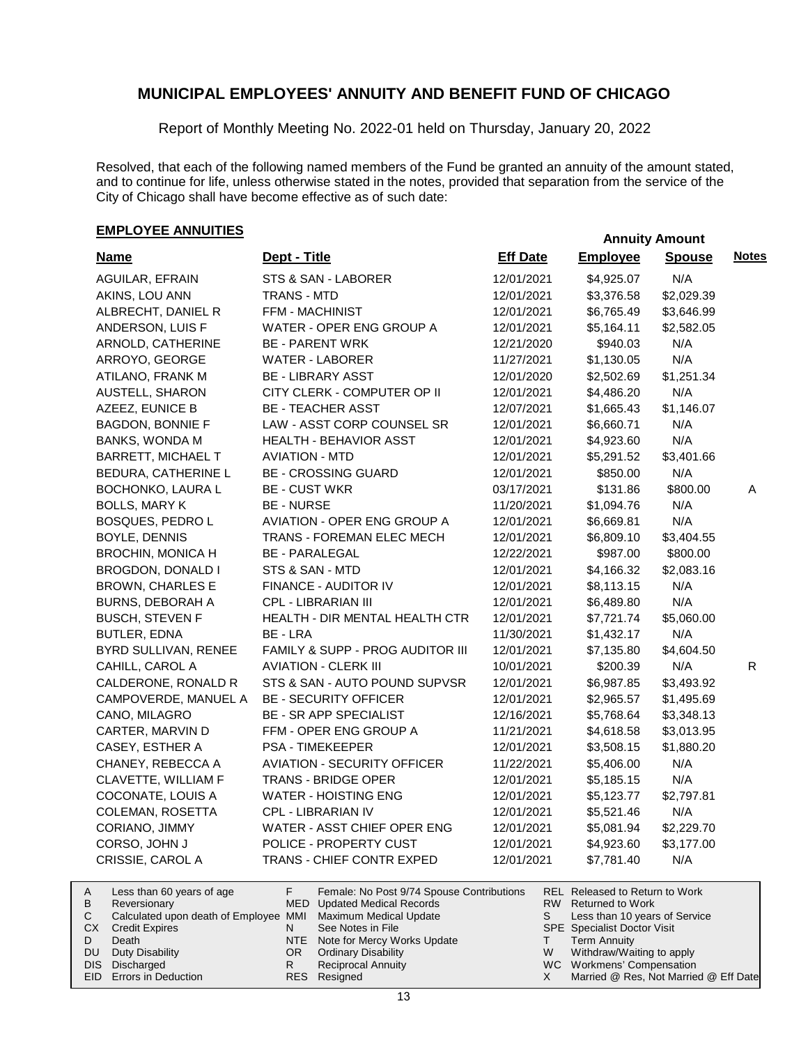# MUNICIPAL EMPLOYEES' ANNUITY AND BENEFIT FUND OF CHICAGO

Report of Monthly Meeting No. 2022-01 held on Thursday, January 20, 2022

Resolved, that each of the following named members of the Fund be granted an annuity of the amount stated, and to continue for life, unless otherwise stated in the notes, provided that separation from the service of the City of Chicago shall have become effective as of such date:

## EMPLOYEE ANNUITIES

| Name | Dept - Title | Eff Date | Annuity Amount Employee | Annuity Amount Spouse | Notes |
|---|---|---|---|---|---|
| AGUILAR, EFRAIN | STS & SAN - LABORER | 12/01/2021 | $4,925.07 | N/A | |
| AKINS, LOU ANN | TRANS - MTD | 12/01/2021 | $3,376.58 | $2,029.39 | |
| ALBRECHT, DANIEL R | FFM - MACHINIST | 12/01/2021 | $6,765.49 | $3,646.99 | |
| ANDERSON, LUIS F | WATER - OPER ENG GROUP A | 12/01/2021 | $5,164.11 | $2,582.05 | |
| ARNOLD, CATHERINE | BE - PARENT WRK | 12/21/2020 | $940.03 | N/A | |
| ARROYO, GEORGE | WATER - LABORER | 11/27/2021 | $1,130.05 | N/A | |
| ATILANO, FRANK M | BE - LIBRARY ASST | 12/01/2020 | $2,502.69 | $1,251.34 | |
| AUSTELL, SHARON | CITY CLERK - COMPUTER OP II | 12/01/2021 | $4,486.20 | N/A | |
| AZEEZ, EUNICE B | BE - TEACHER ASST | 12/07/2021 | $1,665.43 | $1,146.07 | |
| BAGDON, BONNIE F | LAW - ASST CORP COUNSEL SR | 12/01/2021 | $6,660.71 | N/A | |
| BANKS, WONDA M | HEALTH - BEHAVIOR ASST | 12/01/2021 | $4,923.60 | N/A | |
| BARRETT, MICHAEL T | AVIATION - MTD | 12/01/2021 | $5,291.52 | $3,401.66 | |
| BEDURA, CATHERINE L | BE - CROSSING GUARD | 12/01/2021 | $850.00 | N/A | |
| BOCHONKO, LAURA L | BE - CUST WKR | 03/17/2021 | $131.86 | $800.00 | A |
| BOLLS, MARY K | BE - NURSE | 11/20/2021 | $1,094.76 | N/A | |
| BOSQUES, PEDRO L | AVIATION - OPER ENG GROUP A | 12/01/2021 | $6,669.81 | N/A | |
| BOYLE, DENNIS | TRANS - FOREMAN ELEC MECH | 12/01/2021 | $6,809.10 | $3,404.55 | |
| BROCHIN, MONICA H | BE - PARALEGAL | 12/22/2021 | $987.00 | $800.00 | |
| BROGDON, DONALD I | STS & SAN - MTD | 12/01/2021 | $4,166.32 | $2,083.16 | |
| BROWN, CHARLES E | FINANCE - AUDITOR IV | 12/01/2021 | $8,113.15 | N/A | |
| BURNS, DEBORAH A | CPL - LIBRARIAN III | 12/01/2021 | $6,489.80 | N/A | |
| BUSCH, STEVEN F | HEALTH - DIR MENTAL HEALTH CTR | 12/01/2021 | $7,721.74 | $5,060.00 | |
| BUTLER, EDNA | BE - LRA | 11/30/2021 | $1,432.17 | N/A | |
| BYRD SULLIVAN, RENEE | FAMILY & SUPP - PROG AUDITOR III | 12/01/2021 | $7,135.80 | $4,604.50 | |
| CAHILL, CAROL A | AVIATION - CLERK III | 10/01/2021 | $200.39 | N/A | R |
| CALDERONE, RONALD R | STS & SAN - AUTO POUND SUPVSR | 12/01/2021 | $6,987.85 | $3,493.92 | |
| CAMPOVERDE, MANUEL A | BE - SECURITY OFFICER | 12/01/2021 | $2,965.57 | $1,495.69 | |
| CANO, MILAGRO | BE - SR APP SPECIALIST | 12/16/2021 | $5,768.64 | $3,348.13 | |
| CARTER, MARVIN D | FFM - OPER ENG GROUP A | 11/21/2021 | $4,618.58 | $3,013.95 | |
| CASEY, ESTHER A | PSA - TIMEKEEPER | 12/01/2021 | $3,508.15 | $1,880.20 | |
| CHANEY, REBECCA A | AVIATION - SECURITY OFFICER | 11/22/2021 | $5,406.00 | N/A | |
| CLAVETTE, WILLIAM F | TRANS - BRIDGE OPER | 12/01/2021 | $5,185.15 | N/A | |
| COCONATE, LOUIS A | WATER - HOISTING ENG | 12/01/2021 | $5,123.77 | $2,797.81 | |
| COLEMAN, ROSETTA | CPL - LIBRARIAN IV | 12/01/2021 | $5,521.46 | N/A | |
| CORIANO, JIMMY | WATER - ASST CHIEF OPER ENG | 12/01/2021 | $5,081.94 | $2,229.70 | |
| CORSO, JOHN J | POLICE - PROPERTY CUST | 12/01/2021 | $4,923.60 | $3,177.00 | |
| CRISSIE, CAROL A | TRANS - CHIEF CONTR EXPED | 12/01/2021 | $7,781.40 | N/A | |

| Code | Description | Code | Description | Code | Description |
|---|---|---|---|---|---|
| A | Less than 60 years of age | F | Female: No Post 9/74 Spouse Contributions | REL | Released to Return to Work |
| B | Reversionary | MED | Updated Medical Records | RW | Returned to Work |
| C | Calculated upon death of Employee | MMI | Maximum Medical Update | S | Less than 10 years of Service |
| CX | Credit Expires | N | See Notes in File | SPE | Specialist Doctor Visit |
| D | Death | NTE | Note for Mercy Works Update | T | Term Annuity |
| DU | Duty Disability | OR | Ordinary Disability | W | Withdraw/Waiting to apply |
| DIS | Discharged | R | Reciprocal Annuity | WC | Workmens' Compensation |
| EID | Errors in Deduction | RES | Resigned | X | Married @ Res, Not Married @ Eff Date |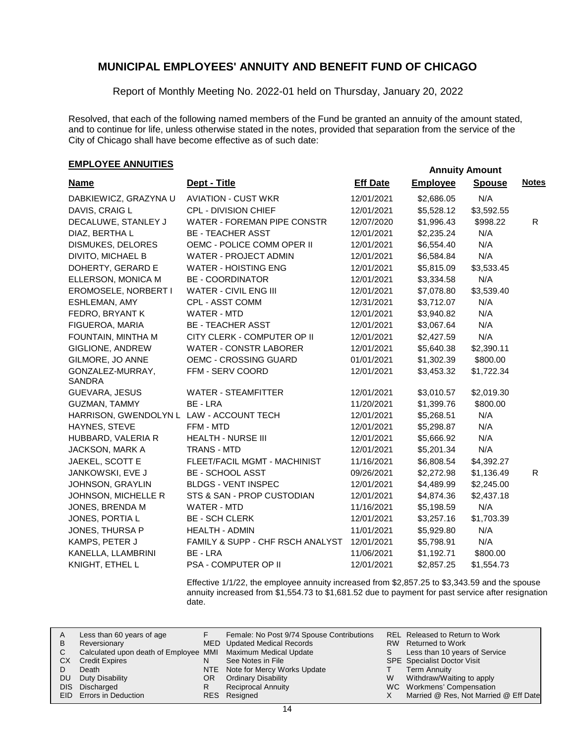# MUNICIPAL EMPLOYEES' ANNUITY AND BENEFIT FUND OF CHICAGO

Report of Monthly Meeting No. 2022-01 held on Thursday, January 20, 2022

Resolved, that each of the following named members of the Fund be granted an annuity of the amount stated, and to continue for life, unless otherwise stated in the notes, provided that separation from the service of the City of Chicago shall have become effective as of such date:

## EMPLOYEE ANNUITIES

| Name | Dept - Title | Eff Date | Annuity Amount Employee | Spouse | Notes |
|---|---|---|---|---|---|
| DABKIEWICZ, GRAZYNA U | AVIATION - CUST WKR | 12/01/2021 | $2,686.05 | N/A | |
| DAVIS, CRAIG L | CPL - DIVISION CHIEF | 12/01/2021 | $5,528.12 | $3,592.55 | |
| DECALUWE, STANLEY J | WATER - FOREMAN PIPE CONSTR | 12/07/2020 | $1,996.43 | $998.22 | R |
| DIAZ, BERTHA L | BE - TEACHER ASST | 12/01/2021 | $2,235.24 | N/A | |
| DISMUKES, DELORES | OEMC - POLICE COMM OPER II | 12/01/2021 | $6,554.40 | N/A | |
| DIVITO, MICHAEL B | WATER - PROJECT ADMIN | 12/01/2021 | $6,584.84 | N/A | |
| DOHERTY, GERARD E | WATER - HOISTING ENG | 12/01/2021 | $5,815.09 | $3,533.45 | |
| ELLERSON, MONICA M | BE - COORDINATOR | 12/01/2021 | $3,334.58 | N/A | |
| EROMOSELE, NORBERT I | WATER - CIVIL ENG III | 12/01/2021 | $7,078.80 | $3,539.40 | |
| ESHLEMAN, AMY | CPL - ASST COMM | 12/31/2021 | $3,712.07 | N/A | |
| FEDRO, BRYANT K | WATER - MTD | 12/01/2021 | $3,940.82 | N/A | |
| FIGUEROA, MARIA | BE - TEACHER ASST | 12/01/2021 | $3,067.64 | N/A | |
| FOUNTAIN, MINTHA M | CITY CLERK - COMPUTER OP II | 12/01/2021 | $2,427.59 | N/A | |
| GIGLIONE, ANDREW | WATER - CONSTR LABORER | 12/01/2021 | $5,640.38 | $2,390.11 | |
| GILMORE, JO ANNE | OEMC - CROSSING GUARD | 01/01/2021 | $1,302.39 | $800.00 | |
| GONZALEZ-MURRAY, SANDRA | FFM - SERV COORD | 12/01/2021 | $3,453.32 | $1,722.34 | |
| GUEVARA, JESUS | WATER - STEAMFITTER | 12/01/2021 | $3,010.57 | $2,019.30 | |
| GUZMAN, TAMMY | BE - LRA | 11/20/2021 | $1,399.76 | $800.00 | |
| HARRISON, GWENDOLYN L | LAW - ACCOUNT TECH | 12/01/2021 | $5,268.51 | N/A | |
| HAYNES, STEVE | FFM - MTD | 12/01/2021 | $5,298.87 | N/A | |
| HUBBARD, VALERIA R | HEALTH - NURSE III | 12/01/2021 | $5,666.92 | N/A | |
| JACKSON, MARK A | TRANS - MTD | 12/01/2021 | $5,201.34 | N/A | |
| JAEKEL, SCOTT E | FLEET/FACIL MGMT - MACHINIST | 11/16/2021 | $6,808.54 | $4,392.27 | |
| JANKOWSKI, EVE J | BE - SCHOOL ASST | 09/26/2021 | $2,272.98 | $1,136.49 | R |
| JOHNSON, GRAYLIN | BLDGS - VENT INSPEC | 12/01/2021 | $4,489.99 | $2,245.00 | |
| JOHNSON, MICHELLE R | STS & SAN - PROP CUSTODIAN | 12/01/2021 | $4,874.36 | $2,437.18 | |
| JONES, BRENDA M | WATER - MTD | 11/16/2021 | $5,198.59 | N/A | |
| JONES, PORTIA L | BE - SCH CLERK | 12/01/2021 | $3,257.16 | $1,703.39 | |
| JONES, THURSA P | HEALTH - ADMIN | 11/01/2021 | $5,929.80 | N/A | |
| KAMPS, PETER J | FAMILY & SUPP - CHF RSCH ANALYST | 12/01/2021 | $5,798.91 | N/A | |
| KANELLA, LLAMBRINI | BE - LRA | 11/06/2021 | $1,192.71 | $800.00 | |
| KNIGHT, ETHEL L | PSA - COMPUTER OP II | 12/01/2021 | $2,857.25 | $1,554.73 | |

Effective 1/1/22, the employee annuity increased from $2,857.25 to $3,343.59 and the spouse annuity increased from $1,554.73 to $1,681.52 due to payment for past service after resignation date.

| | | | | | |
|---|---|---|---|---|---|
| A | Less than 60 years of age | F | Female: No Post 9/74 Spouse Contributions | REL | Released to Return to Work |
| B | Reversionary | MED | Updated Medical Records | RW | Returned to Work |
| C | Calculated upon death of Employee | MMI | Maximum Medical Update | S | Less than 10 years of Service |
| CX | Credit Expires | N | See Notes in File | SPE | Specialist Doctor Visit |
| D | Death | NTE | Note for Mercy Works Update | T | Term Annuity |
| DU | Duty Disability | OR | Ordinary Disability | W | Withdraw/Waiting to apply |
| DIS | Discharged | R | Reciprocal Annuity | WC | Workmens' Compensation |
| EID | Errors in Deduction | RES | Resigned | X | Married @ Res, Not Married @ Eff Date |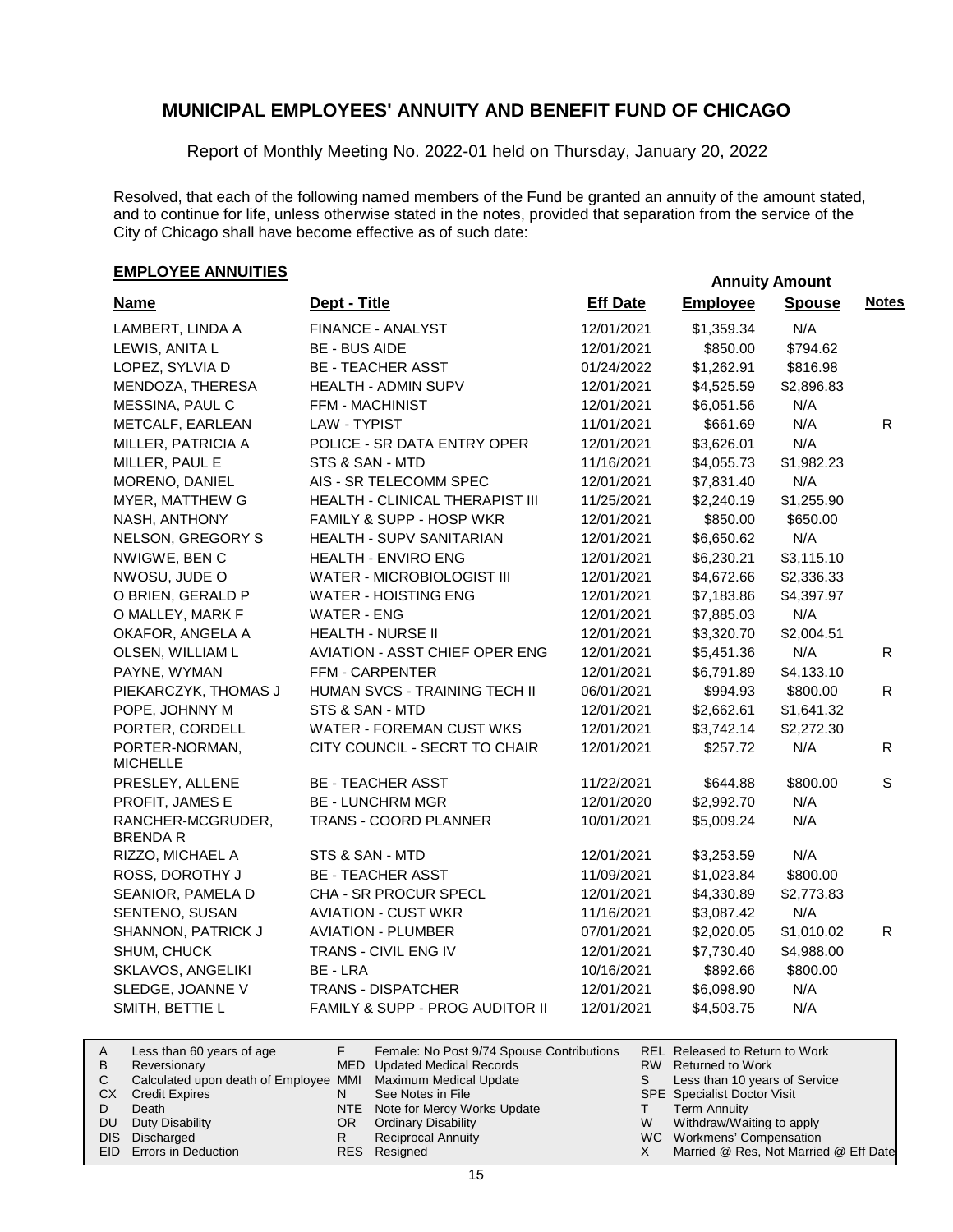# MUNICIPAL EMPLOYEES' ANNUITY AND BENEFIT FUND OF CHICAGO

Report of Monthly Meeting No. 2022-01 held on Thursday, January 20, 2022

Resolved, that each of the following named members of the Fund be granted an annuity of the amount stated, and to continue for life, unless otherwise stated in the notes, provided that separation from the service of the City of Chicago shall have become effective as of such date:

## EMPLOYEE ANNUITIES

| Name | Dept - Title | Eff Date | Annuity Amount Employee | Annuity Amount Spouse | Notes |
|---|---|---|---|---|---|
| LAMBERT, LINDA A | FINANCE - ANALYST | 12/01/2021 | $1,359.34 | N/A | |
| LEWIS, ANITA L | BE - BUS AIDE | 12/01/2021 | $850.00 | $794.62 | |
| LOPEZ, SYLVIA D | BE - TEACHER ASST | 01/24/2022 | $1,262.91 | $816.98 | |
| MENDOZA, THERESA | HEALTH - ADMIN SUPV | 12/01/2021 | $4,525.59 | $2,896.83 | |
| MESSINA, PAUL C | FFM - MACHINIST | 12/01/2021 | $6,051.56 | N/A | |
| METCALF, EARLEAN | LAW - TYPIST | 11/01/2021 | $661.69 | N/A | R |
| MILLER, PATRICIA A | POLICE - SR DATA ENTRY OPER | 12/01/2021 | $3,626.01 | N/A | |
| MILLER, PAUL E | STS & SAN - MTD | 11/16/2021 | $4,055.73 | $1,982.23 | |
| MORENO, DANIEL | AIS - SR TELECOMM SPEC | 12/01/2021 | $7,831.40 | N/A | |
| MYER, MATTHEW G | HEALTH - CLINICAL THERAPIST III | 11/25/2021 | $2,240.19 | $1,255.90 | |
| NASH, ANTHONY | FAMILY & SUPP - HOSP WKR | 12/01/2021 | $850.00 | $650.00 | |
| NELSON, GREGORY S | HEALTH - SUPV SANITARIAN | 12/01/2021 | $6,650.62 | N/A | |
| NWIGWE, BEN C | HEALTH - ENVIRO ENG | 12/01/2021 | $6,230.21 | $3,115.10 | |
| NWOSU, JUDE O | WATER - MICROBIOLOGIST III | 12/01/2021 | $4,672.66 | $2,336.33 | |
| O BRIEN, GERALD P | WATER - HOISTING ENG | 12/01/2021 | $7,183.86 | $4,397.97 | |
| O MALLEY, MARK F | WATER - ENG | 12/01/2021 | $7,885.03 | N/A | |
| OKAFOR, ANGELA A | HEALTH - NURSE II | 12/01/2021 | $3,320.70 | $2,004.51 | |
| OLSEN, WILLIAM L | AVIATION - ASST CHIEF OPER ENG | 12/01/2021 | $5,451.36 | N/A | R |
| PAYNE, WYMAN | FFM - CARPENTER | 12/01/2021 | $6,791.89 | $4,133.10 | |
| PIEKARCZYK, THOMAS J | HUMAN SVCS - TRAINING TECH II | 06/01/2021 | $994.93 | $800.00 | R |
| POPE, JOHNNY M | STS & SAN - MTD | 12/01/2021 | $2,662.61 | $1,641.32 | |
| PORTER, CORDELL | WATER - FOREMAN CUST WKS | 12/01/2021 | $3,742.14 | $2,272.30 | |
| PORTER-NORMAN, MICHELLE | CITY COUNCIL - SECRT TO CHAIR | 12/01/2021 | $257.72 | N/A | R |
| PRESLEY, ALLENE | BE - TEACHER ASST | 11/22/2021 | $644.88 | $800.00 | S |
| PROFIT, JAMES E | BE - LUNCHRM MGR | 12/01/2020 | $2,992.70 | N/A | |
| RANCHER-MCGRUDER, BRENDA R | TRANS - COORD PLANNER | 10/01/2021 | $5,009.24 | N/A | |
| RIZZO, MICHAEL A | STS & SAN - MTD | 12/01/2021 | $3,253.59 | N/A | |
| ROSS, DOROTHY J | BE - TEACHER ASST | 11/09/2021 | $1,023.84 | $800.00 | |
| SEANIOR, PAMELA D | CHA - SR PROCUR SPECL | 12/01/2021 | $4,330.89 | $2,773.83 | |
| SENTENO, SUSAN | AVIATION - CUST WKR | 11/16/2021 | $3,087.42 | N/A | |
| SHANNON, PATRICK J | AVIATION - PLUMBER | 07/01/2021 | $2,020.05 | $1,010.02 | R |
| SHUM, CHUCK | TRANS - CIVIL ENG IV | 12/01/2021 | $7,730.40 | $4,988.00 | |
| SKLAVOS, ANGELIKI | BE - LRA | 10/16/2021 | $892.66 | $800.00 | |
| SLEDGE, JOANNE V | TRANS - DISPATCHER | 12/01/2021 | $6,098.90 | N/A | |
| SMITH, BETTIE L | FAMILY & SUPP - PROG AUDITOR II | 12/01/2021 | $4,503.75 | N/A | |

| | | | | | |
|---|---|---|---|---|---|
| A | Less than 60 years of age | F | Female: No Post 9/74 Spouse Contributions | REL | Released to Return to Work |
| B | Reversionary | MED | Updated Medical Records | RW | Returned to Work |
| C | Calculated upon death of Employee | MMI | Maximum Medical Update | S | Less than 10 years of Service |
| CX | Credit Expires | N | See Notes in File | SPE | Specialist Doctor Visit |
| D | Death | NTE | Note for Mercy Works Update | T | Term Annuity |
| DU | Duty Disability | OR | Ordinary Disability | W | Withdraw/Waiting to apply |
| DIS | Discharged | R | Reciprocal Annuity | WC | Workmens' Compensation |
| EID | Errors in Deduction | RES | Resigned | X | Married @ Res, Not Married @ Eff Date |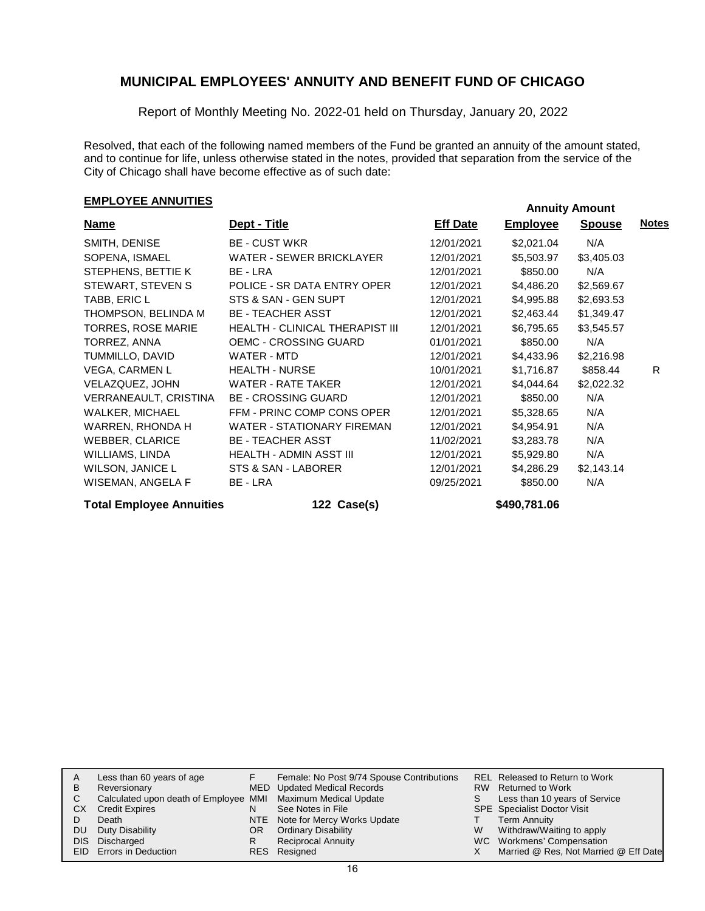# MUNICIPAL EMPLOYEES' ANNUITY AND BENEFIT FUND OF CHICAGO

Report of Monthly Meeting No. 2022-01 held on Thursday, January 20, 2022

Resolved, that each of the following named members of the Fund be granted an annuity of the amount stated, and to continue for life, unless otherwise stated in the notes, provided that separation from the service of the City of Chicago shall have become effective as of such date:

## EMPLOYEE ANNUITIES

| Name | Dept - Title | Eff Date | Annuity Amount Employee | Annuity Amount Spouse | Notes |
|---|---|---|---|---|---|
| SMITH, DENISE | BE - CUST WKR | 12/01/2021 | $2,021.04 | N/A | |
| SOPENA, ISMAEL | WATER - SEWER BRICKLAYER | 12/01/2021 | $5,503.97 | $3,405.03 | |
| STEPHENS, BETTIE K | BE - LRA | 12/01/2021 | $850.00 | N/A | |
| STEWART, STEVEN S | POLICE - SR DATA ENTRY OPER | 12/01/2021 | $4,486.20 | $2,569.67 | |
| TABB, ERIC L | STS & SAN - GEN SUPT | 12/01/2021 | $4,995.88 | $2,693.53 | |
| THOMPSON, BELINDA M | BE - TEACHER ASST | 12/01/2021 | $2,463.44 | $1,349.47 | |
| TORRES, ROSE MARIE | HEALTH - CLINICAL THERAPIST III | 12/01/2021 | $6,795.65 | $3,545.57 | |
| TORREZ, ANNA | OEMC - CROSSING GUARD | 01/01/2021 | $850.00 | N/A | |
| TUMMILLO, DAVID | WATER - MTD | 12/01/2021 | $4,433.96 | $2,216.98 | |
| VEGA, CARMEN L | HEALTH - NURSE | 10/01/2021 | $1,716.87 | $858.44 | R |
| VELAZQUEZ, JOHN | WATER - RATE TAKER | 12/01/2021 | $4,044.64 | $2,022.32 | |
| VERRANEAULT, CRISTINA | BE - CROSSING GUARD | 12/01/2021 | $850.00 | N/A | |
| WALKER, MICHAEL | FFM - PRINC COMP CONS OPER | 12/01/2021 | $5,328.65 | N/A | |
| WARREN, RHONDA H | WATER - STATIONARY FIREMAN | 12/01/2021 | $4,954.91 | N/A | |
| WEBBER, CLARICE | BE - TEACHER ASST | 11/02/2021 | $3,283.78 | N/A | |
| WILLIAMS, LINDA | HEALTH - ADMIN ASST III | 12/01/2021 | $5,929.80 | N/A | |
| WILSON, JANICE L | STS & SAN - LABORER | 12/01/2021 | $4,286.29 | $2,143.14 | |
| WISEMAN, ANGELA F | BE - LRA | 09/25/2021 | $850.00 | N/A | |

**Total Employee Annuities** 122 Case(s) **$490,781.06**

| | | | | | |
|---|---|---|---|---|---|
| A | Less than 60 years of age | F | Female: No Post 9/74 Spouse Contributions | REL | Released to Return to Work |
| B | Reversionary | MED | Updated Medical Records | RW | Returned to Work |
| C | Calculated upon death of Employee | MMI | Maximum Medical Update | S | Less than 10 years of Service |
| CX | Credit Expires | N | See Notes in File | SPE | Specialist Doctor Visit |
| D | Death | NTE | Note for Mercy Works Update | T | Term Annuity |
| DU | Duty Disability | OR | Ordinary Disability | W | Withdraw/Waiting to apply |
| DIS | Discharged | R | Reciprocal Annuity | WC | Workmens' Compensation |
| EID | Errors in Deduction | RES | Resigned | X | Married @ Res, Not Married @ Eff Date |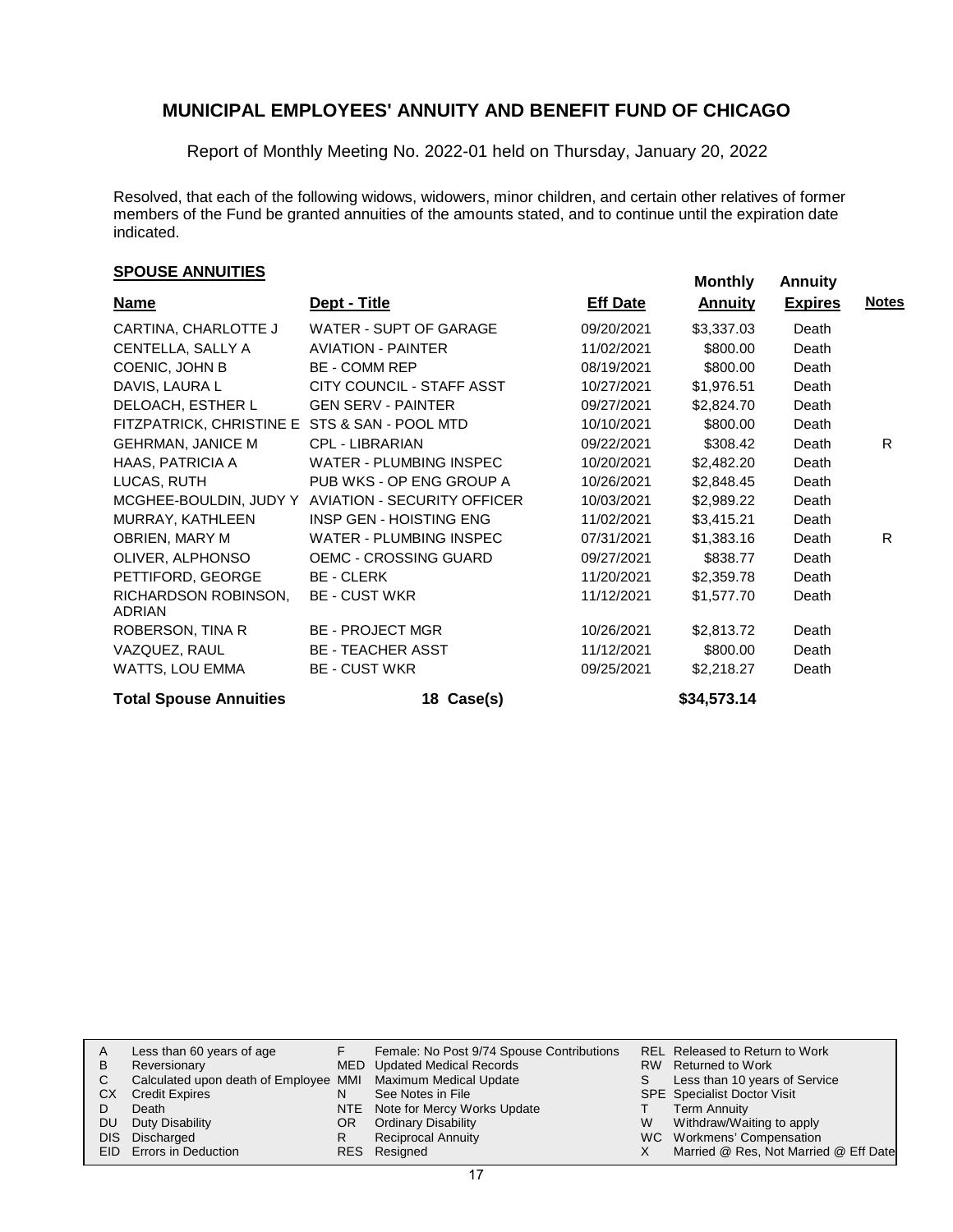# MUNICIPAL EMPLOYEES' ANNUITY AND BENEFIT FUND OF CHICAGO

Report of Monthly Meeting No. 2022-01 held on Thursday, January 20, 2022

Resolved, that each of the following widows, widowers, minor children, and certain other relatives of former members of the Fund be granted annuities of the amounts stated, and to continue until the expiration date indicated.

## SPOUSE ANNUITIES

| Name | Dept - Title | Eff Date | Monthly Annuity | Annuity Expires | Notes |
|---|---|---|---|---|---|
| CARTINA, CHARLOTTE J | WATER - SUPT OF GARAGE | 09/20/2021 | $3,337.03 | Death | |
| CENTELLA, SALLY A | AVIATION - PAINTER | 11/02/2021 | $800.00 | Death | |
| COENIC, JOHN B | BE - COMM REP | 08/19/2021 | $800.00 | Death | |
| DAVIS, LAURA L | CITY COUNCIL - STAFF ASST | 10/27/2021 | $1,976.51 | Death | |
| DELOACH, ESTHER L | GEN SERV - PAINTER | 09/27/2021 | $2,824.70 | Death | |
| FITZPATRICK, CHRISTINE E | STS & SAN - POOL MTD | 10/10/2021 | $800.00 | Death | |
| GEHRMAN, JANICE M | CPL - LIBRARIAN | 09/22/2021 | $308.42 | Death | R |
| HAAS, PATRICIA A | WATER - PLUMBING INSPEC | 10/20/2021 | $2,482.20 | Death | |
| LUCAS, RUTH | PUB WKS - OP ENG GROUP A | 10/26/2021 | $2,848.45 | Death | |
| MCGHEE-BOULDIN, JUDY Y | AVIATION - SECURITY OFFICER | 10/03/2021 | $2,989.22 | Death | |
| MURRAY, KATHLEEN | INSP GEN - HOISTING ENG | 11/02/2021 | $3,415.21 | Death | |
| OBRIEN, MARY M | WATER - PLUMBING INSPEC | 07/31/2021 | $1,383.16 | Death | R |
| OLIVER, ALPHONSO | OEMC - CROSSING GUARD | 09/27/2021 | $838.77 | Death | |
| PETTIFORD, GEORGE | BE - CLERK | 11/20/2021 | $2,359.78 | Death | |
| RICHARDSON ROBINSON, ADRIAN | BE - CUST WKR | 11/12/2021 | $1,577.70 | Death | |
| ROBERSON, TINA R | BE - PROJECT MGR | 10/26/2021 | $2,813.72 | Death | |
| VAZQUEZ, RAUL | BE - TEACHER ASST | 11/12/2021 | $800.00 | Death | |
| WATTS, LOU EMMA | BE - CUST WKR | 09/25/2021 | $2,218.27 | Death | |
| **Total Spouse Annuities** | **18 Case(s)** | | **$34,573.14** | | |

| | | | | | |
|---|---|---|---|---|---|
| A | Less than 60 years of age | F | Female: No Post 9/74 Spouse Contributions | REL | Released to Return to Work |
| B | Reversionary | MED | Updated Medical Records | RW | Returned to Work |
| C | Calculated upon death of Employee | MMI | Maximum Medical Update | S | Less than 10 years of Service |
| CX | Credit Expires | N | See Notes in File | SPE | Specialist Doctor Visit |
| D | Death | NTE | Note for Mercy Works Update | T | Term Annuity |
| DU | Duty Disability | OR | Ordinary Disability | W | Withdraw/Waiting to apply |
| DIS | Discharged | R | Reciprocal Annuity | WC | Workmens' Compensation |
| EID | Errors in Deduction | RES | Resigned | X | Married @ Res, Not Married @ Eff Date |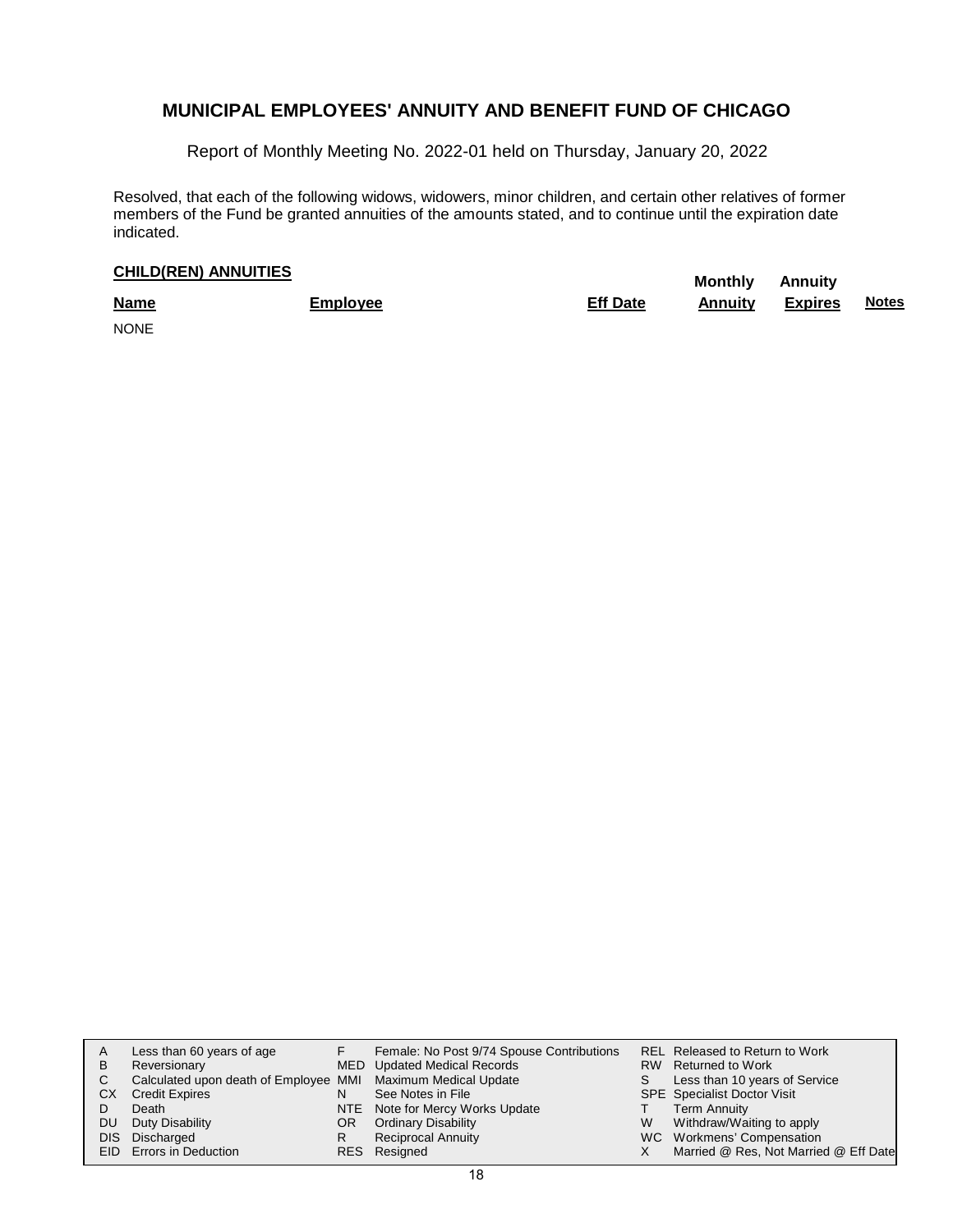# MUNICIPAL EMPLOYEES' ANNUITY AND BENEFIT FUND OF CHICAGO

Report of Monthly Meeting No. 2022-01 held on Thursday, January 20, 2022

Resolved, that each of the following widows, widowers, minor children, and certain other relatives of former members of the Fund be granted annuities of the amounts stated, and to continue until the expiration date indicated.

**CHILD(REN) ANNUITIES**

| Name | Employee | Eff Date | Monthly Annuity | Annuity Expires | Notes |
|---|---|---|---|---|---|
| NONE | | | | | |

| | | | | | |
|---|---|---|---|---|---|
| A | Less than 60 years of age | F | Female: No Post 9/74 Spouse Contributions | REL | Released to Return to Work |
| B | Reversionary | MED | Updated Medical Records | RW | Returned to Work |
| C | Calculated upon death of Employee | MMI | Maximum Medical Update | S | Less than 10 years of Service |
| CX | Credit Expires | N | See Notes in File | SPE | Specialist Doctor Visit |
| D | Death | NTE | Note for Mercy Works Update | T | Term Annuity |
| DU | Duty Disability | OR | Ordinary Disability | W | Withdraw/Waiting to apply |
| DIS | Discharged | R | Reciprocal Annuity | WC | Workmens' Compensation |
| EID | Errors in Deduction | RES | Resigned | X | Married @ Res, Not Married @ Eff Date |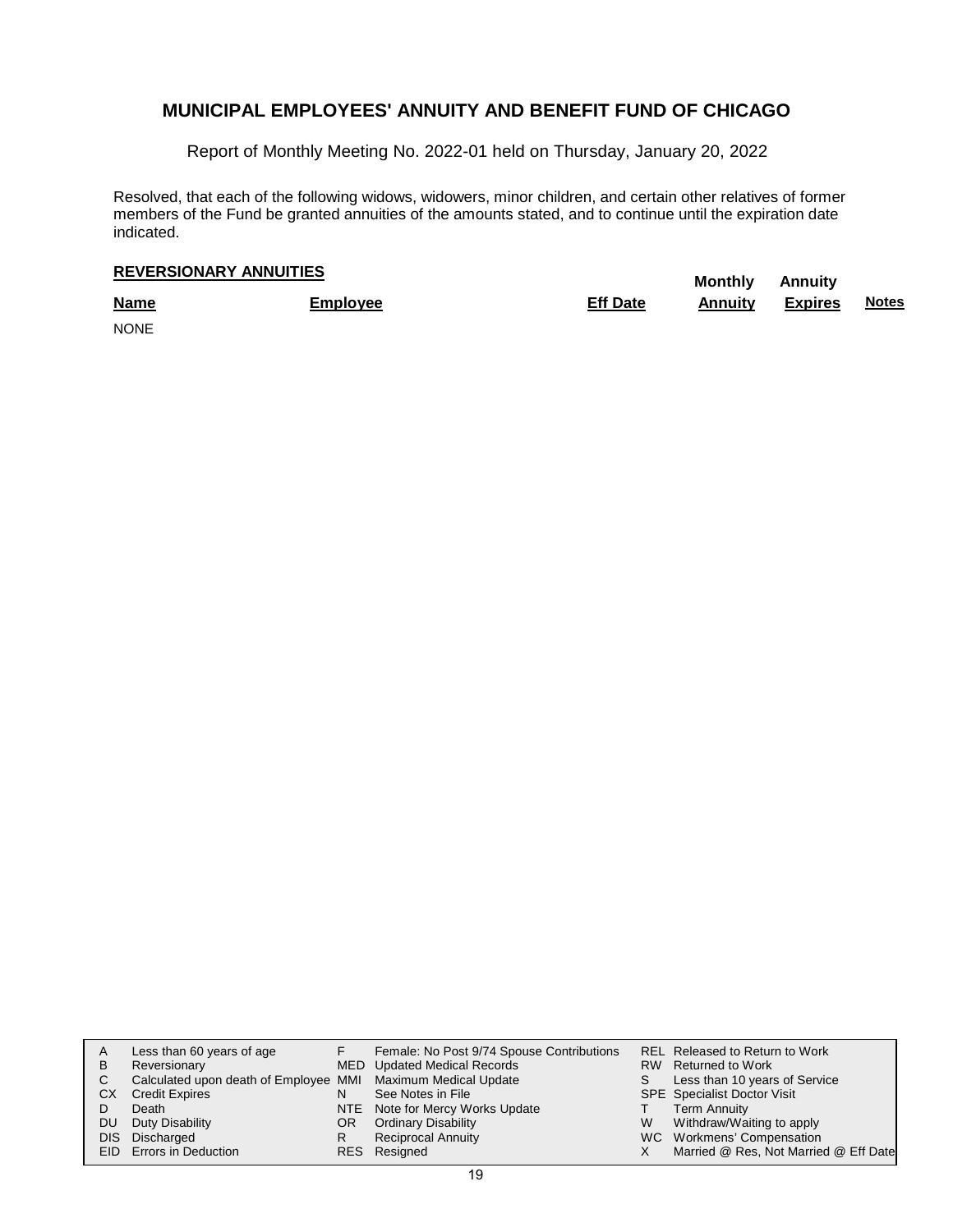## MUNICIPAL EMPLOYEES' ANNUITY AND BENEFIT FUND OF CHICAGO

Report of Monthly Meeting No. 2022-01 held on Thursday, January 20, 2022

Resolved, that each of the following widows, widowers, minor children, and certain other relatives of former members of the Fund be granted annuities of the amounts stated, and to continue until the expiration date indicated.

**REVERSIONARY ANNUITIES**

| Name | Employee | Eff Date | Monthly Annuity | Annuity Expires | Notes |
|---|---|---|---|---|---|
| NONE | | | | | |

| | | | | | |
|---|---|---|---|---|---|
| A | Less than 60 years of age | F | Female: No Post 9/74 Spouse Contributions | REL | Released to Return to Work |
| B | Reversionary | MED | Updated Medical Records | RW | Returned to Work |
| C | Calculated upon death of Employee | MMI | Maximum Medical Update | S | Less than 10 years of Service |
| CX | Credit Expires | N | See Notes in File | SPE | Specialist Doctor Visit |
| D | Death | NTE | Note for Mercy Works Update | T | Term Annuity |
| DU | Duty Disability | OR | Ordinary Disability | W | Withdraw/Waiting to apply |
| DIS | Discharged | R | Reciprocal Annuity | WC | Workmens' Compensation |
| EID | Errors in Deduction | RES | Resigned | X | Married @ Res, Not Married @ Eff Date |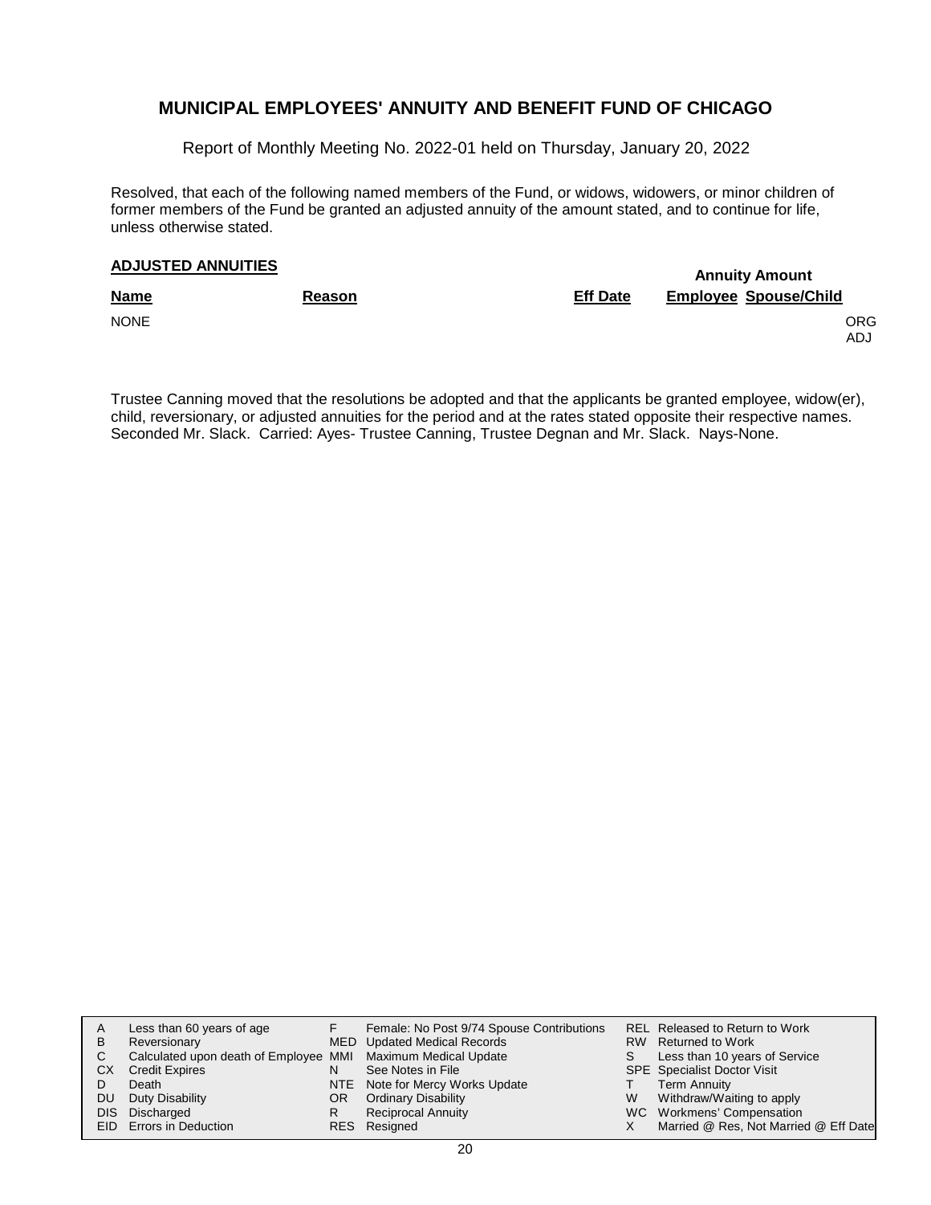## MUNICIPAL EMPLOYEES' ANNUITY AND BENEFIT FUND OF CHICAGO

Report of Monthly Meeting No. 2022-01 held on Thursday, January 20, 2022

Resolved, that each of the following named members of the Fund, or widows, widowers, or minor children of former members of the Fund be granted an adjusted annuity of the amount stated, and to continue for life, unless otherwise stated.

### ADJUSTED ANNUITIES

| Name | Reason | Eff Date | Annuity Amount Employee | Spouse/Child | |
|---|---|---|---|---|---|
| NONE | | | | | ORG ADJ |

Trustee Canning moved that the resolutions be adopted and that the applicants be granted employee, widow(er), child, reversionary, or adjusted annuities for the period and at the rates stated opposite their respective names. Seconded Mr. Slack. Carried: Ayes- Trustee Canning, Trustee Degnan and Mr. Slack. Nays-None.

| | | | | | |
|---|---|---|---|---|---|
| A | Less than 60 years of age | F | Female: No Post 9/74 Spouse Contributions | REL | Released to Return to Work |
| B | Reversionary | MED | Updated Medical Records | RW | Returned to Work |
| C | Calculated upon death of Employee | MMI | Maximum Medical Update | S | Less than 10 years of Service |
| CX | Credit Expires | N | See Notes in File | SPE | Specialist Doctor Visit |
| D | Death | NTE | Note for Mercy Works Update | T | Term Annuity |
| DU | Duty Disability | OR | Ordinary Disability | W | Withdraw/Waiting to apply |
| DIS | Discharged | R | Reciprocal Annuity | WC | Workmens' Compensation |
| EID | Errors in Deduction | RES | Resigned | X | Married @ Res, Not Married @ Eff Date |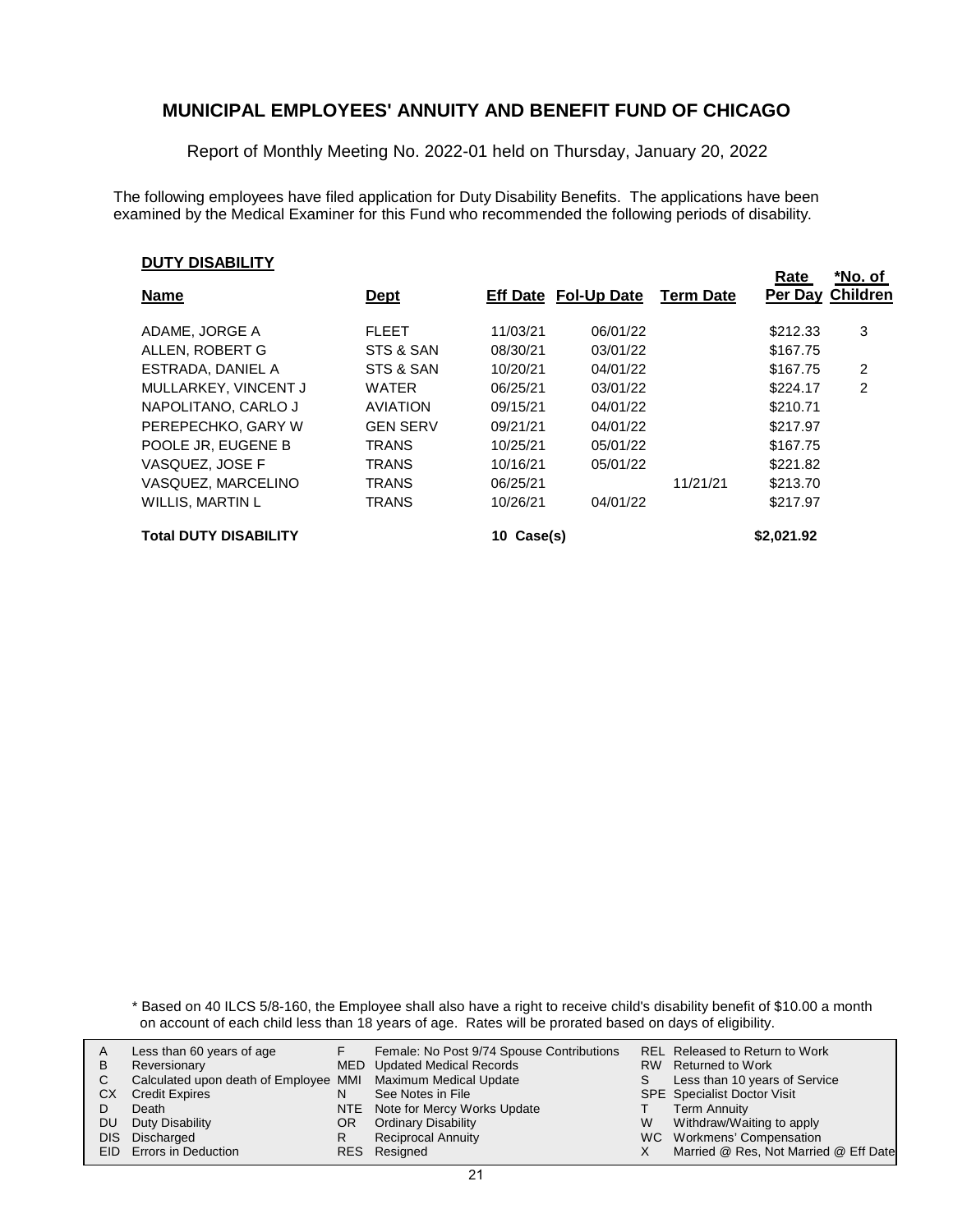# MUNICIPAL EMPLOYEES' ANNUITY AND BENEFIT FUND OF CHICAGO

Report of Monthly Meeting No. 2022-01 held on Thursday, January 20, 2022

The following employees have filed application for Duty Disability Benefits. The applications have been examined by the Medical Examiner for this Fund who recommended the following periods of disability.

## DUTY DISABILITY

| Name | Dept | Eff Date | Fol-Up Date | Term Date | Rate Per Day | *No. of Children |
|---|---|---|---|---|---|---|
| ADAME, JORGE A | FLEET | 11/03/21 | 06/01/22 | | $212.33 | 3 |
| ALLEN, ROBERT G | STS & SAN | 08/30/21 | 03/01/22 | | $167.75 | |
| ESTRADA, DANIEL A | STS & SAN | 10/20/21 | 04/01/22 | | $167.75 | 2 |
| MULLARKEY, VINCENT J | WATER | 06/25/21 | 03/01/22 | | $224.17 | 2 |
| NAPOLITANO, CARLO J | AVIATION | 09/15/21 | 04/01/22 | | $210.71 | |
| PEREPECHKO, GARY W | GEN SERV | 09/21/21 | 04/01/22 | | $217.97 | |
| POOLE JR, EUGENE B | TRANS | 10/25/21 | 05/01/22 | | $167.75 | |
| VASQUEZ, JOSE F | TRANS | 10/16/21 | 05/01/22 | | $221.82 | |
| VASQUEZ, MARCELINO | TRANS | 06/25/21 | | 11/21/21 | $213.70 | |
| WILLIS, MARTIN L | TRANS | 10/26/21 | 04/01/22 | | $217.97 | |
| **Total DUTY DISABILITY** | | **10 Case(s)** | | | **$2,021.92** | |

\* Based on 40 ILCS 5/8-160, the Employee shall also have a right to receive child's disability benefit of $10.00 a month on account of each child less than 18 years of age. Rates will be prorated based on days of eligibility.

| | | | | | |
|---|---|---|---|---|---|
| A | Less than 60 years of age | F | Female: No Post 9/74 Spouse Contributions | REL | Released to Return to Work |
| B | Reversionary | MED | Updated Medical Records | RW | Returned to Work |
| C | Calculated upon death of Employee | MMI | Maximum Medical Update | S | Less than 10 years of Service |
| CX | Credit Expires | N | See Notes in File | SPE | Specialist Doctor Visit |
| D | Death | NTE | Note for Mercy Works Update | T | Term Annuity |
| DU | Duty Disability | OR | Ordinary Disability | W | Withdraw/Waiting to apply |
| DIS | Discharged | R | Reciprocal Annuity | WC | Workmens' Compensation |
| EID | Errors in Deduction | RES | Resigned | X | Married @ Res, Not Married @ Eff Date |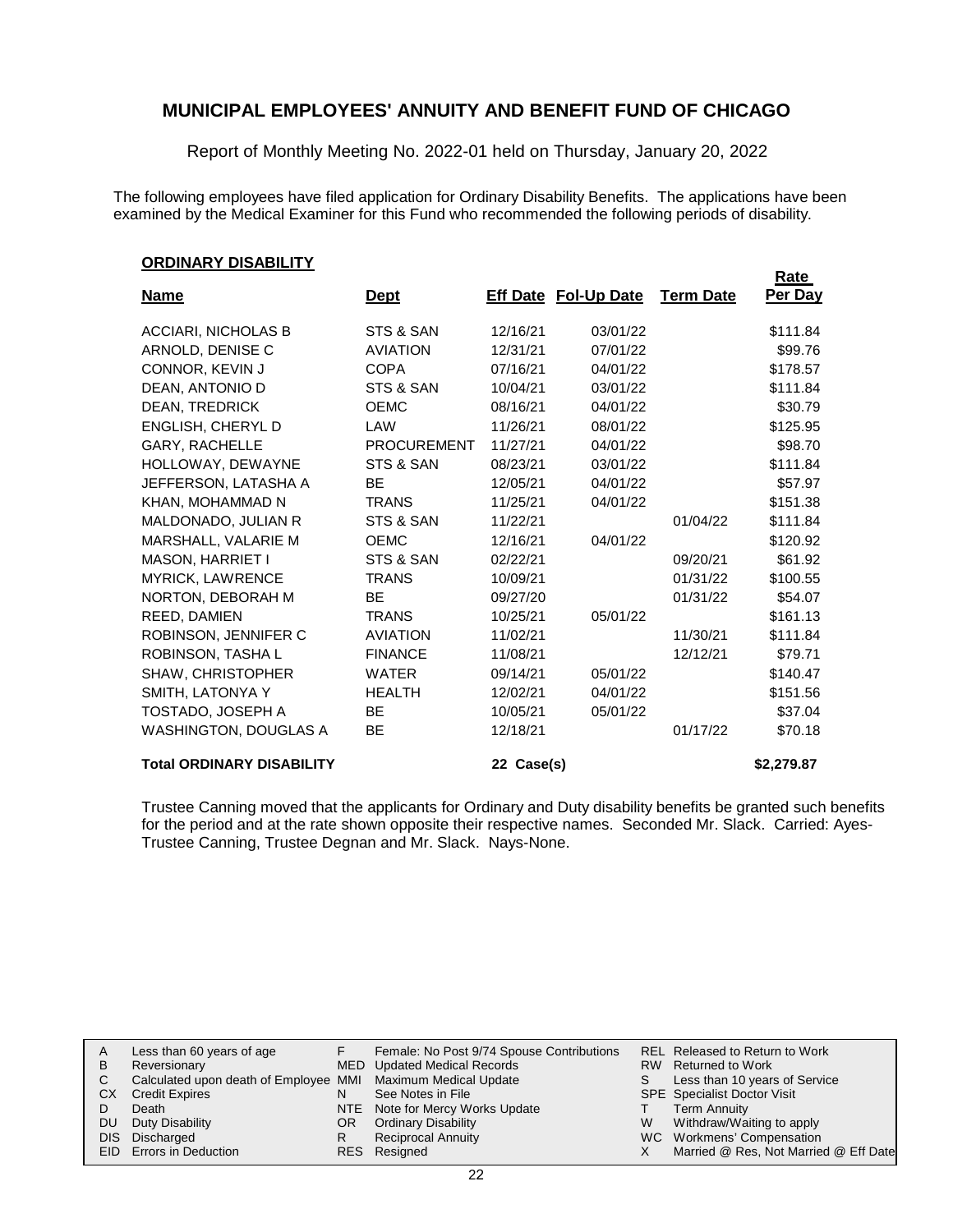## MUNICIPAL EMPLOYEES' ANNUITY AND BENEFIT FUND OF CHICAGO

Report of Monthly Meeting No. 2022-01 held on Thursday, January 20, 2022

The following employees have filed application for Ordinary Disability Benefits. The applications have been examined by the Medical Examiner for this Fund who recommended the following periods of disability.

### ORDINARY DISABILITY

| Name | Dept | Eff Date | Fol-Up Date | Term Date | Rate Per Day |
|---|---|---|---|---|---|
| ACCIARI, NICHOLAS B | STS & SAN | 12/16/21 | 03/01/22 | | $111.84 |
| ARNOLD, DENISE C | AVIATION | 12/31/21 | 07/01/22 | | $99.76 |
| CONNOR, KEVIN J | COPA | 07/16/21 | 04/01/22 | | $178.57 |
| DEAN, ANTONIO D | STS & SAN | 10/04/21 | 03/01/22 | | $111.84 |
| DEAN, TREDRICK | OEMC | 08/16/21 | 04/01/22 | | $30.79 |
| ENGLISH, CHERYL D | LAW | 11/26/21 | 08/01/22 | | $125.95 |
| GARY, RACHELLE | PROCUREMENT | 11/27/21 | 04/01/22 | | $98.70 |
| HOLLOWAY, DEWAYNE | STS & SAN | 08/23/21 | 03/01/22 | | $111.84 |
| JEFFERSON, LATASHA A | BE | 12/05/21 | 04/01/22 | | $57.97 |
| KHAN, MOHAMMAD N | TRANS | 11/25/21 | 04/01/22 | | $151.38 |
| MALDONADO, JULIAN R | STS & SAN | 11/22/21 | | 01/04/22 | $111.84 |
| MARSHALL, VALARIE M | OEMC | 12/16/21 | 04/01/22 | | $120.92 |
| MASON, HARRIET I | STS & SAN | 02/22/21 | | 09/20/21 | $61.92 |
| MYRICK, LAWRENCE | TRANS | 10/09/21 | | 01/31/22 | $100.55 |
| NORTON, DEBORAH M | BE | 09/27/20 | | 01/31/22 | $54.07 |
| REED, DAMIEN | TRANS | 10/25/21 | 05/01/22 | | $161.13 |
| ROBINSON, JENNIFER C | AVIATION | 11/02/21 | | 11/30/21 | $111.84 |
| ROBINSON, TASHA L | FINANCE | 11/08/21 | | 12/12/21 | $79.71 |
| SHAW, CHRISTOPHER | WATER | 09/14/21 | 05/01/22 | | $140.47 |
| SMITH, LATONYA Y | HEALTH | 12/02/21 | 04/01/22 | | $151.56 |
| TOSTADO, JOSEPH A | BE | 10/05/21 | 05/01/22 | | $37.04 |
| WASHINGTON, DOUGLAS A | BE | 12/18/21 | | 01/17/22 | $70.18 |
| **Total ORDINARY DISABILITY** | | 22 Case(s) | | | $2,279.87 |

Trustee Canning moved that the applicants for Ordinary and Duty disability benefits be granted such benefits for the period and at the rate shown opposite their respective names. Seconded Mr. Slack. Carried: Ayes-Trustee Canning, Trustee Degnan and Mr. Slack. Nays-None.

| | | | | | |
|---|---|---|---|---|---|
| A | Less than 60 years of age | F | Female: No Post 9/74 Spouse Contributions | REL | Released to Return to Work |
| B | Reversionary | MED | Updated Medical Records | RW | Returned to Work |
| C | Calculated upon death of Employee | MMI | Maximum Medical Update | S | Less than 10 years of Service |
| CX | Credit Expires | N | See Notes in File | SPE | Specialist Doctor Visit |
| D | Death | NTE | Note for Mercy Works Update | T | Term Annuity |
| DU | Duty Disability | OR | Ordinary Disability | W | Withdraw/Waiting to apply |
| DIS | Discharged | R | Reciprocal Annuity | WC | Workmens' Compensation |
| EID | Errors in Deduction | RES | Resigned | X | Married @ Res, Not Married @ Eff Date |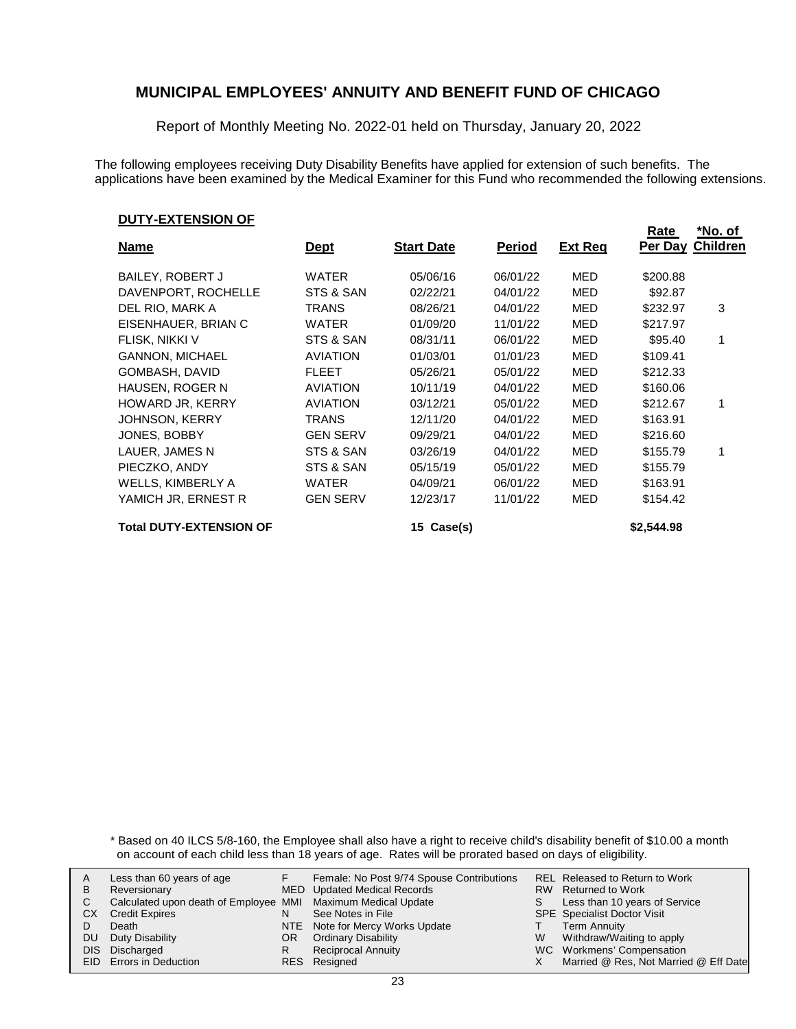# MUNICIPAL EMPLOYEES' ANNUITY AND BENEFIT FUND OF CHICAGO

Report of Monthly Meeting No. 2022-01 held on Thursday, January 20, 2022

The following employees receiving Duty Disability Benefits have applied for extension of such benefits. The applications have been examined by the Medical Examiner for this Fund who recommended the following extensions.

**DUTY-EXTENSION OF**

| Name | Dept | Start Date | Period | Ext Req | Rate Per Day | *No. of Children |
|---|---|---|---|---|---|---|
| BAILEY, ROBERT J | WATER | 05/06/16 | 06/01/22 | MED | $200.88 | |
| DAVENPORT, ROCHELLE | STS & SAN | 02/22/21 | 04/01/22 | MED | $92.87 | |
| DEL RIO, MARK A | TRANS | 08/26/21 | 04/01/22 | MED | $232.97 | 3 |
| EISENHAUER, BRIAN C | WATER | 01/09/20 | 11/01/22 | MED | $217.97 | |
| FLISK, NIKKI V | STS & SAN | 08/31/11 | 06/01/22 | MED | $95.40 | 1 |
| GANNON, MICHAEL | AVIATION | 01/03/01 | 01/01/23 | MED | $109.41 | |
| GOMBASH, DAVID | FLEET | 05/26/21 | 05/01/22 | MED | $212.33 | |
| HAUSEN, ROGER N | AVIATION | 10/11/19 | 04/01/22 | MED | $160.06 | |
| HOWARD JR, KERRY | AVIATION | 03/12/21 | 05/01/22 | MED | $212.67 | 1 |
| JOHNSON, KERRY | TRANS | 12/11/20 | 04/01/22 | MED | $163.91 | |
| JONES, BOBBY | GEN SERV | 09/29/21 | 04/01/22 | MED | $216.60 | |
| LAUER, JAMES N | STS & SAN | 03/26/19 | 04/01/22 | MED | $155.79 | 1 |
| PIECZKO, ANDY | STS & SAN | 05/15/19 | 05/01/22 | MED | $155.79 | |
| WELLS, KIMBERLY A | WATER | 04/09/21 | 06/01/22 | MED | $163.91 | |
| YAMICH JR, ERNEST R | GEN SERV | 12/23/17 | 11/01/22 | MED | $154.42 | |
| **Total DUTY-EXTENSION OF** | | **15 Case(s)** | | | **$2,544.98** | |

\* Based on 40 ILCS 5/8-160, the Employee shall also have a right to receive child's disability benefit of $10.00 a month on account of each child less than 18 years of age. Rates will be prorated based on days of eligibility.

| | | | | | |
|---|---|---|---|---|---|
| A | Less than 60 years of age | F | Female: No Post 9/74 Spouse Contributions | REL | Released to Return to Work |
| B | Reversionary | MED | Updated Medical Records | RW | Returned to Work |
| C | Calculated upon death of Employee | MMI | Maximum Medical Update | S | Less than 10 years of Service |
| CX | Credit Expires | N | See Notes in File | SPE | Specialist Doctor Visit |
| D | Death | NTE | Note for Mercy Works Update | T | Term Annuity |
| DU | Duty Disability | OR | Ordinary Disability | W | Withdraw/Waiting to apply |
| DIS | Discharged | R | Reciprocal Annuity | WC | Workmens' Compensation |
| EID | Errors in Deduction | RES | Resigned | X | Married @ Res, Not Married @ Eff Date |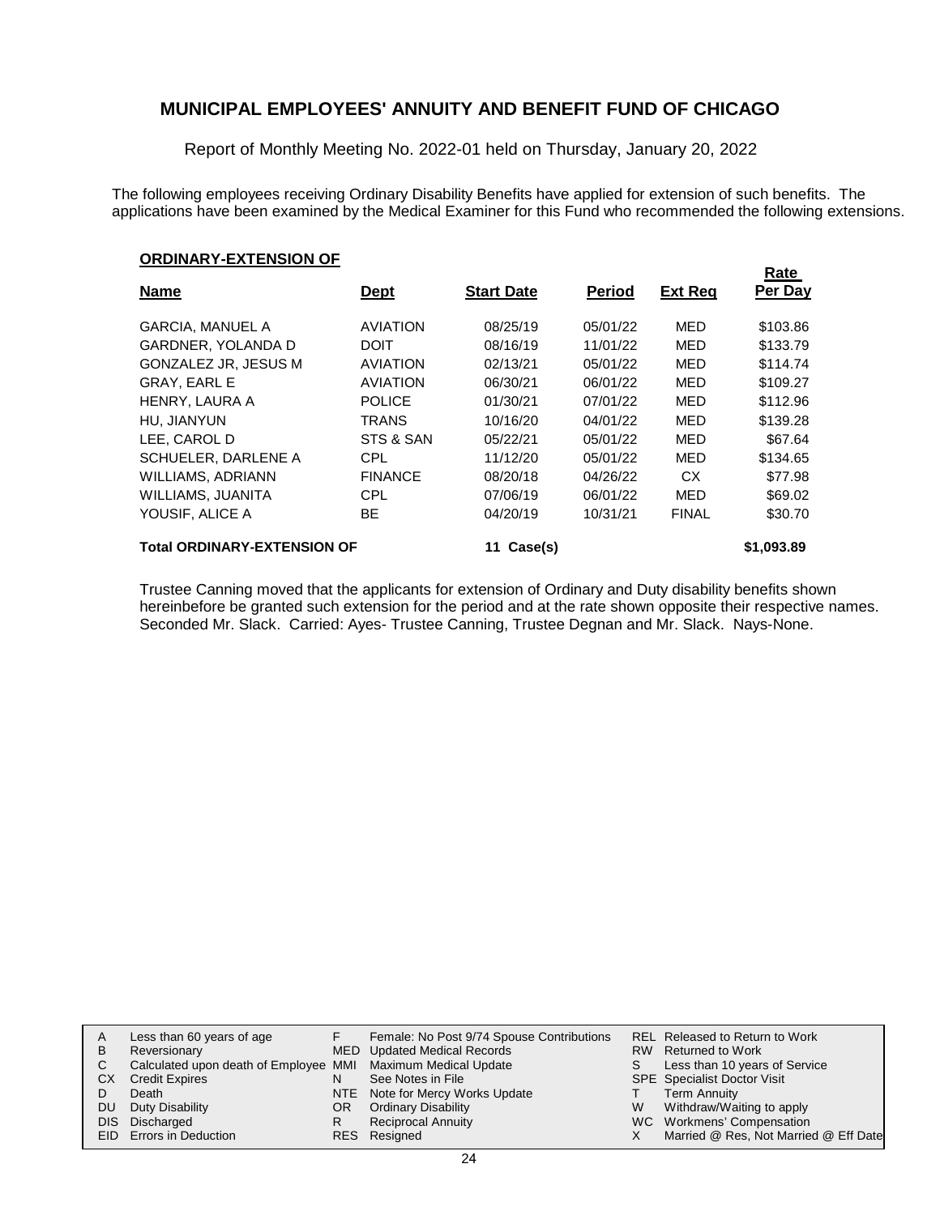# MUNICIPAL EMPLOYEES' ANNUITY AND BENEFIT FUND OF CHICAGO

Report of Monthly Meeting No. 2022-01 held on Thursday, January 20, 2022

The following employees receiving Ordinary Disability Benefits have applied for extension of such benefits. The applications have been examined by the Medical Examiner for this Fund who recommended the following extensions.

**ORDINARY-EXTENSION OF**

| Name | Dept | Start Date | Period | Ext Req | Rate Per Day |
|---|---|---|---|---|---|
| GARCIA, MANUEL A | AVIATION | 08/25/19 | 05/01/22 | MED | $103.86 |
| GARDNER, YOLANDA D | DOIT | 08/16/19 | 11/01/22 | MED | $133.79 |
| GONZALEZ JR, JESUS M | AVIATION | 02/13/21 | 05/01/22 | MED | $114.74 |
| GRAY, EARL E | AVIATION | 06/30/21 | 06/01/22 | MED | $109.27 |
| HENRY, LAURA A | POLICE | 01/30/21 | 07/01/22 | MED | $112.96 |
| HU, JIANYUN | TRANS | 10/16/20 | 04/01/22 | MED | $139.28 |
| LEE, CAROL D | STS & SAN | 05/22/21 | 05/01/22 | MED | $67.64 |
| SCHUELER, DARLENE A | CPL | 11/12/20 | 05/01/22 | MED | $134.65 |
| WILLIAMS, ADRIANN | FINANCE | 08/20/18 | 04/26/22 | CX | $77.98 |
| WILLIAMS, JUANITA | CPL | 07/06/19 | 06/01/22 | MED | $69.02 |
| YOUSIF, ALICE A | BE | 04/20/19 | 10/31/21 | FINAL | $30.70 |
| **Total ORDINARY-EXTENSION OF** | | **11 Case(s)** | | | **$1,093.89** |

Trustee Canning moved that the applicants for extension of Ordinary and Duty disability benefits shown hereinbefore be granted such extension for the period and at the rate shown opposite their respective names. Seconded Mr. Slack. Carried: Ayes- Trustee Canning, Trustee Degnan and Mr. Slack. Nays-None.

| | | | | | |
|---|---|---|---|---|---|
| A | Less than 60 years of age | F | Female: No Post 9/74 Spouse Contributions | REL | Released to Return to Work |
| B | Reversionary | MED | Updated Medical Records | RW | Returned to Work |
| C | Calculated upon death of Employee | MMI | Maximum Medical Update | S | Less than 10 years of Service |
| CX | Credit Expires | N | See Notes in File | SPE | Specialist Doctor Visit |
| D | Death | NTE | Note for Mercy Works Update | T | Term Annuity |
| DU | Duty Disability | OR | Ordinary Disability | W | Withdraw/Waiting to apply |
| DIS | Discharged | R | Reciprocal Annuity | WC | Workmens' Compensation |
| EID | Errors in Deduction | RES | Resigned | X | Married @ Res, Not Married @ Eff Date |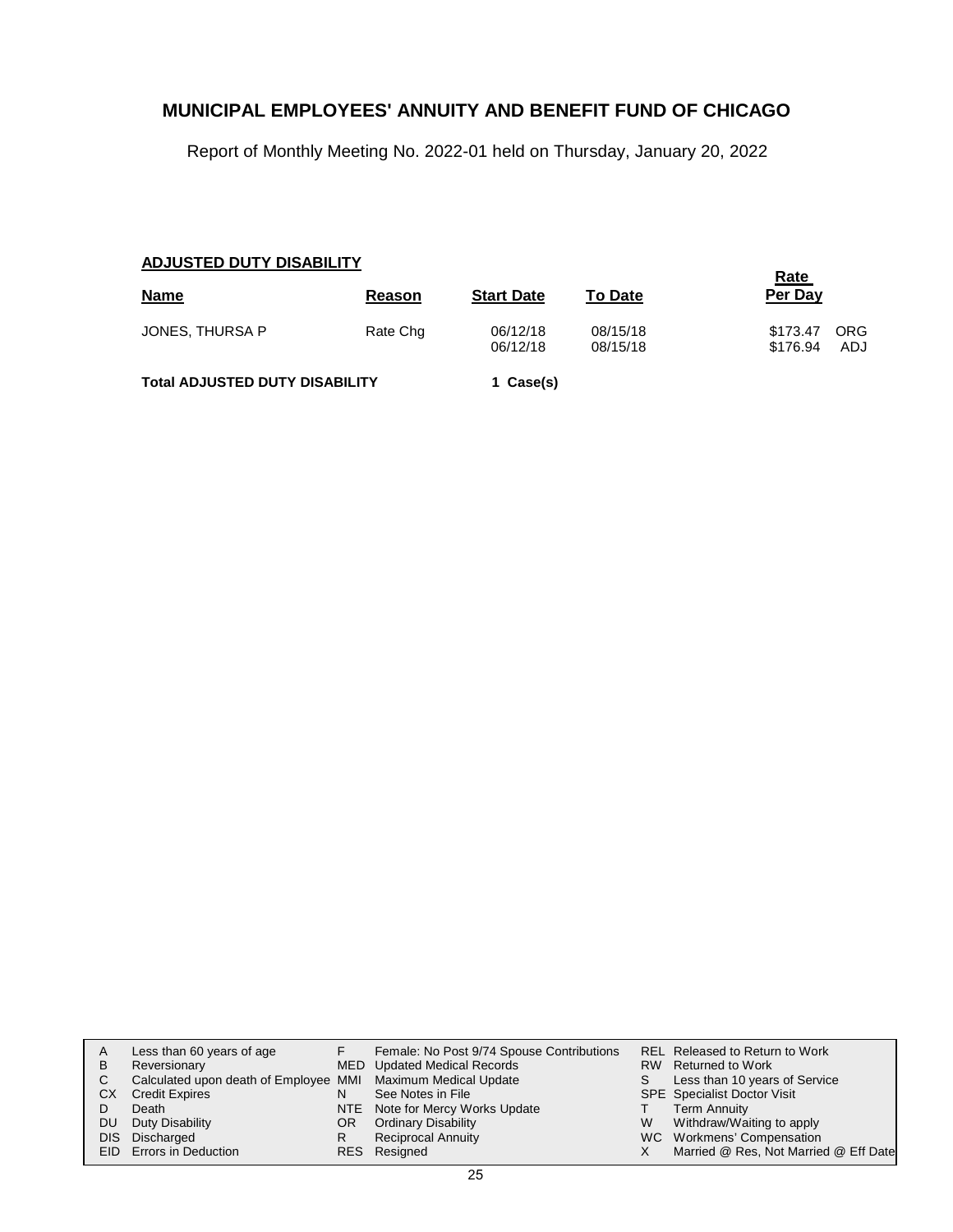# MUNICIPAL EMPLOYEES' ANNUITY AND BENEFIT FUND OF CHICAGO

Report of Monthly Meeting No. 2022-01 held on Thursday, January 20, 2022

## ADJUSTED DUTY DISABILITY

| Name | Reason | Start Date | To Date | Rate Per Day | |
|---|---|---|---|---|---|
| JONES, THURSA P | Rate Chg | 06/12/18 | 08/15/18 | $173.47 | ORG |
| | | 06/12/18 | 08/15/18 | $176.94 | ADJ |

**Total ADJUSTED DUTY DISABILITY** **1 Case(s)**

| | | | | | |
|---|---|---|---|---|---|
| A | Less than 60 years of age | F | Female: No Post 9/74 Spouse Contributions | REL | Released to Return to Work |
| B | Reversionary | MED | Updated Medical Records | RW | Returned to Work |
| C | Calculated upon death of Employee | MMI | Maximum Medical Update | S | Less than 10 years of Service |
| CX | Credit Expires | N | See Notes in File | SPE | Specialist Doctor Visit |
| D | Death | NTE | Note for Mercy Works Update | T | Term Annuity |
| DU | Duty Disability | OR | Ordinary Disability | W | Withdraw/Waiting to apply |
| DIS | Discharged | R | Reciprocal Annuity | WC | Workmens' Compensation |
| EID | Errors in Deduction | RES | Resigned | X | Married @ Res, Not Married @ Eff Date |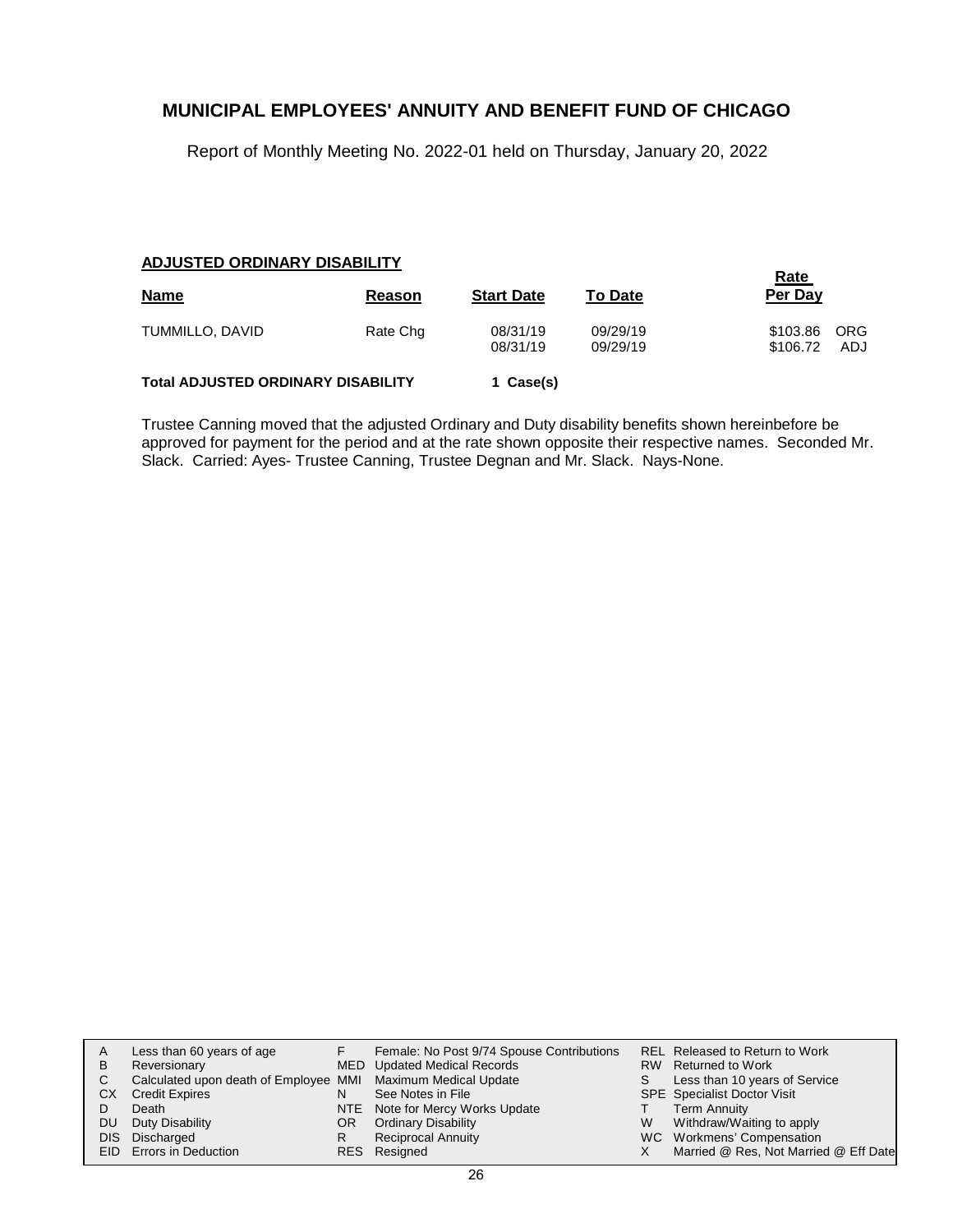# MUNICIPAL EMPLOYEES' ANNUITY AND BENEFIT FUND OF CHICAGO

Report of Monthly Meeting No. 2022-01 held on Thursday, January 20, 2022

### ADJUSTED ORDINARY DISABILITY

| Name | Reason | Start Date | To Date | Rate Per Day | |
|---|---|---|---|---|---|
| TUMMILLO, DAVID | Rate Chg | 08/31/19 | 09/29/19 | $103.86 | ORG |
| | | 08/31/19 | 09/29/19 | $106.72 | ADJ |

**Total ADJUSTED ORDINARY DISABILITY** **1 Case(s)**

Trustee Canning moved that the adjusted Ordinary and Duty disability benefits shown hereinbefore be approved for payment for the period and at the rate shown opposite their respective names. Seconded Mr. Slack. Carried: Ayes- Trustee Canning, Trustee Degnan and Mr. Slack. Nays-None.

| | | | | | |
|---|---|---|---|---|---|
| A | Less than 60 years of age | F | Female: No Post 9/74 Spouse Contributions | REL | Released to Return to Work |
| B | Reversionary | MED | Updated Medical Records | RW | Returned to Work |
| C | Calculated upon death of Employee | MMI | Maximum Medical Update | S | Less than 10 years of Service |
| CX | Credit Expires | N | See Notes in File | SPE | Specialist Doctor Visit |
| D | Death | NTE | Note for Mercy Works Update | T | Term Annuity |
| DU | Duty Disability | OR | Ordinary Disability | W | Withdraw/Waiting to apply |
| DIS | Discharged | R | Reciprocal Annuity | WC | Workmens' Compensation |
| EID | Errors in Deduction | RES | Resigned | X | Married @ Res, Not Married @ Eff Date |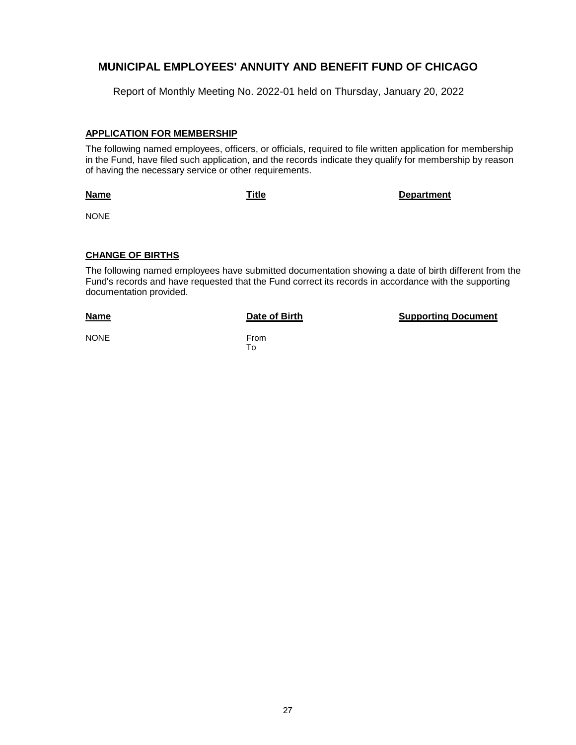# MUNICIPAL EMPLOYEES' ANNUITY AND BENEFIT FUND OF CHICAGO

Report of Monthly Meeting No. 2022-01 held on Thursday, January 20, 2022

## APPLICATION FOR MEMBERSHIP

The following named employees, officers, or officials, required to file written application for membership in the Fund, have filed such application, and the records indicate they qualify for membership by reason of having the necessary service or other requirements.

| Name | Title | Department |
|---|---|---|
| NONE | | |

## CHANGE OF BIRTHS

The following named employees have submitted documentation showing a date of birth different from the Fund's records and have requested that the Fund correct its records in accordance with the supporting documentation provided.

| Name | Date of Birth | Supporting Document |
|---|---|---|
| NONE | From<br>To | |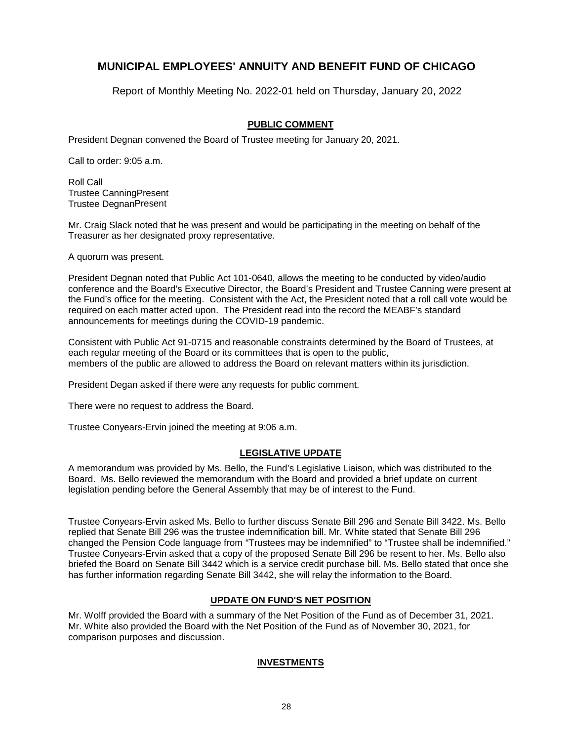# MUNICIPAL EMPLOYEES' ANNUITY AND BENEFIT FUND OF CHICAGO

Report of Monthly Meeting No. 2022-01 held on Thursday, January 20, 2022

## PUBLIC COMMENT

President Degnan convened the Board of Trustee meeting for January 20, 2021.

Call to order: 9:05 a.m.

Roll Call
Trustee CanningPresent
Trustee DegnanPresent

Mr. Craig Slack noted that he was present and would be participating in the meeting on behalf of the Treasurer as her designated proxy representative.

A quorum was present.

President Degnan noted that Public Act 101-0640, allows the meeting to be conducted by video/audio conference and the Board's Executive Director, the Board's President and Trustee Canning were present at the Fund's office for the meeting. Consistent with the Act, the President noted that a roll call vote would be required on each matter acted upon. The President read into the record the MEABF's standard announcements for meetings during the COVID-19 pandemic.

Consistent with Public Act 91-0715 and reasonable constraints determined by the Board of Trustees, at each regular meeting of the Board or its committees that is open to the public,
members of the public are allowed to address the Board on relevant matters within its jurisdiction.

President Degan asked if there were any requests for public comment.

There were no request to address the Board.

Trustee Conyears-Ervin joined the meeting at 9:06 a.m.

## LEGISLATIVE UPDATE

A memorandum was provided by Ms. Bello, the Fund's Legislative Liaison, which was distributed to the Board. Ms. Bello reviewed the memorandum with the Board and provided a brief update on current legislation pending before the General Assembly that may be of interest to the Fund.

Trustee Conyears-Ervin asked Ms. Bello to further discuss Senate Bill 296 and Senate Bill 3422. Ms. Bello replied that Senate Bill 296 was the trustee indemnification bill. Mr. White stated that Senate Bill 296 changed the Pension Code language from "Trustees may be indemnified" to "Trustee shall be indemnified." Trustee Conyears-Ervin asked that a copy of the proposed Senate Bill 296 be resent to her. Ms. Bello also briefed the Board on Senate Bill 3442 which is a service credit purchase bill. Ms. Bello stated that once she has further information regarding Senate Bill 3442, she will relay the information to the Board.

## UPDATE ON FUND'S NET POSITION

Mr. Wolff provided the Board with a summary of the Net Position of the Fund as of December 31, 2021. Mr. White also provided the Board with the Net Position of the Fund as of November 30, 2021, for comparison purposes and discussion.

## INVESTMENTS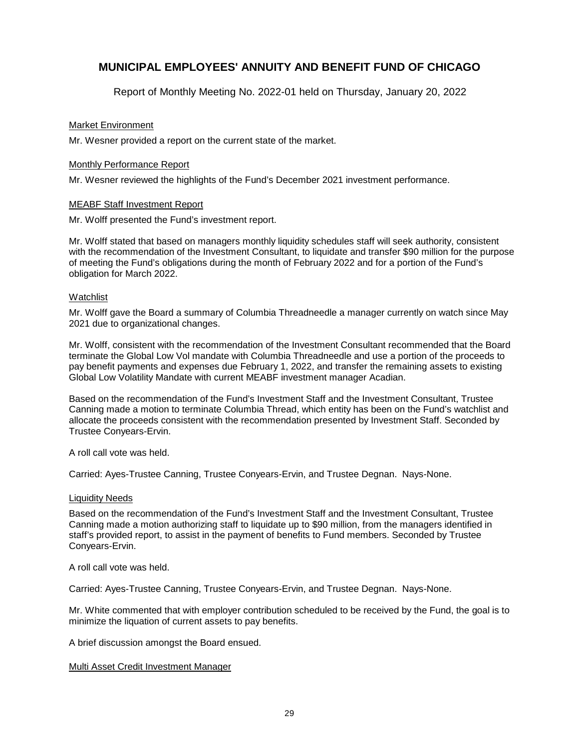# MUNICIPAL EMPLOYEES' ANNUITY AND BENEFIT FUND OF CHICAGO

Report of Monthly Meeting No. 2022-01 held on Thursday, January 20, 2022

Market Environment

Mr. Wesner provided a report on the current state of the market.

Monthly Performance Report

Mr. Wesner reviewed the highlights of the Fund's December 2021 investment performance.

MEABF Staff Investment Report

Mr. Wolff presented the Fund's investment report.

Mr. Wolff stated that based on managers monthly liquidity schedules staff will seek authority, consistent with the recommendation of the Investment Consultant, to liquidate and transfer $90 million for the purpose of meeting the Fund's obligations during the month of February 2022 and for a portion of the Fund's obligation for March 2022.

Watchlist

Mr. Wolff gave the Board a summary of Columbia Threadneedle a manager currently on watch since May 2021 due to organizational changes.

Mr. Wolff, consistent with the recommendation of the Investment Consultant recommended that the Board terminate the Global Low Vol mandate with Columbia Threadneedle and use a portion of the proceeds to pay benefit payments and expenses due February 1, 2022, and transfer the remaining assets to existing Global Low Volatility Mandate with current MEABF investment manager Acadian.

Based on the recommendation of the Fund's Investment Staff and the Investment Consultant, Trustee Canning made a motion to terminate Columbia Thread, which entity has been on the Fund's watchlist and allocate the proceeds consistent with the recommendation presented by Investment Staff. Seconded by Trustee Conyears-Ervin.

A roll call vote was held.

Carried: Ayes-Trustee Canning, Trustee Conyears-Ervin, and Trustee Degnan. Nays-None.

Liquidity Needs

Based on the recommendation of the Fund's Investment Staff and the Investment Consultant, Trustee Canning made a motion authorizing staff to liquidate up to $90 million, from the managers identified in staff's provided report, to assist in the payment of benefits to Fund members. Seconded by Trustee Conyears-Ervin.

A roll call vote was held.

Carried: Ayes-Trustee Canning, Trustee Conyears-Ervin, and Trustee Degnan. Nays-None.

Mr. White commented that with employer contribution scheduled to be received by the Fund, the goal is to minimize the liquation of current assets to pay benefits.

A brief discussion amongst the Board ensued.

Multi Asset Credit Investment Manager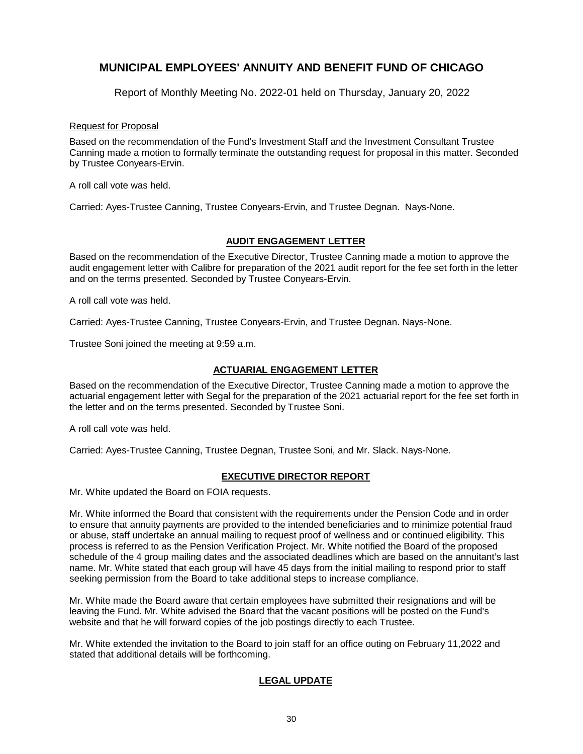# MUNICIPAL EMPLOYEES' ANNUITY AND BENEFIT FUND OF CHICAGO

Report of Monthly Meeting No. 2022-01 held on Thursday, January 20, 2022

Request for Proposal

Based on the recommendation of the Fund's Investment Staff and the Investment Consultant Trustee Canning made a motion to formally terminate the outstanding request for proposal in this matter. Seconded by Trustee Conyears-Ervin.

A roll call vote was held.

Carried: Ayes-Trustee Canning, Trustee Conyears-Ervin, and Trustee Degnan. Nays-None.

## AUDIT ENGAGEMENT LETTER

Based on the recommendation of the Executive Director, Trustee Canning made a motion to approve the audit engagement letter with Calibre for preparation of the 2021 audit report for the fee set forth in the letter and on the terms presented. Seconded by Trustee Conyears-Ervin.

A roll call vote was held.

Carried: Ayes-Trustee Canning, Trustee Conyears-Ervin, and Trustee Degnan. Nays-None.

Trustee Soni joined the meeting at 9:59 a.m.

## ACTUARIAL ENGAGEMENT LETTER

Based on the recommendation of the Executive Director, Trustee Canning made a motion to approve the actuarial engagement letter with Segal for the preparation of the 2021 actuarial report for the fee set forth in the letter and on the terms presented. Seconded by Trustee Soni.

A roll call vote was held.

Carried: Ayes-Trustee Canning, Trustee Degnan, Trustee Soni, and Mr. Slack. Nays-None.

## EXECUTIVE DIRECTOR REPORT

Mr. White updated the Board on FOIA requests.

Mr. White informed the Board that consistent with the requirements under the Pension Code and in order to ensure that annuity payments are provided to the intended beneficiaries and to minimize potential fraud or abuse, staff undertake an annual mailing to request proof of wellness and or continued eligibility. This process is referred to as the Pension Verification Project. Mr. White notified the Board of the proposed schedule of the 4 group mailing dates and the associated deadlines which are based on the annuitant's last name. Mr. White stated that each group will have 45 days from the initial mailing to respond prior to staff seeking permission from the Board to take additional steps to increase compliance.

Mr. White made the Board aware that certain employees have submitted their resignations and will be leaving the Fund. Mr. White advised the Board that the vacant positions will be posted on the Fund's website and that he will forward copies of the job postings directly to each Trustee.

Mr. White extended the invitation to the Board to join staff for an office outing on February 11,2022 and stated that additional details will be forthcoming.

## LEGAL UPDATE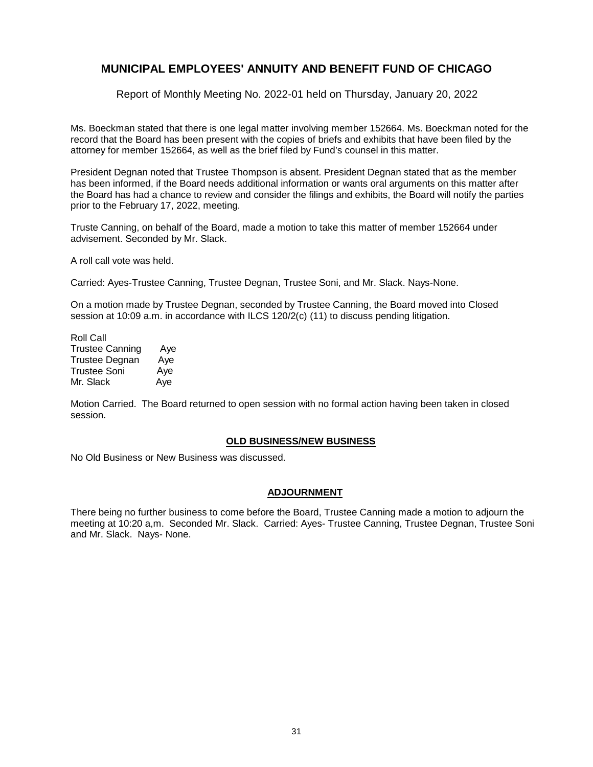# MUNICIPAL EMPLOYEES' ANNUITY AND BENEFIT FUND OF CHICAGO

Report of Monthly Meeting No. 2022-01 held on Thursday, January 20, 2022

Ms. Boeckman stated that there is one legal matter involving member 152664. Ms. Boeckman noted for the record that the Board has been present with the copies of briefs and exhibits that have been filed by the attorney for member 152664, as well as the brief filed by Fund's counsel in this matter.

President Degnan noted that Trustee Thompson is absent. President Degnan stated that as the member has been informed, if the Board needs additional information or wants oral arguments on this matter after the Board has had a chance to review and consider the filings and exhibits, the Board will notify the parties prior to the February 17, 2022, meeting.

Truste Canning, on behalf of the Board, made a motion to take this matter of member 152664 under advisement. Seconded by Mr. Slack.

A roll call vote was held.

Carried: Ayes-Trustee Canning, Trustee Degnan, Trustee Soni, and Mr. Slack. Nays-None.

On a motion made by Trustee Degnan, seconded by Trustee Canning, the Board moved into Closed session at 10:09 a.m. in accordance with ILCS 120/2(c) (11) to discuss pending litigation.

Roll Call

| | |
|---|---|
| Trustee Canning | Aye |
| Trustee Degnan | Aye |
| Trustee Soni | Aye |
| Mr. Slack | Aye |

Motion Carried. The Board returned to open session with no formal action having been taken in closed session.

## OLD BUSINESS/NEW BUSINESS

No Old Business or New Business was discussed.

## ADJOURNMENT

There being no further business to come before the Board, Trustee Canning made a motion to adjourn the meeting at 10:20 a,m. Seconded Mr. Slack. Carried: Ayes- Trustee Canning, Trustee Degnan, Trustee Soni and Mr. Slack. Nays- None.